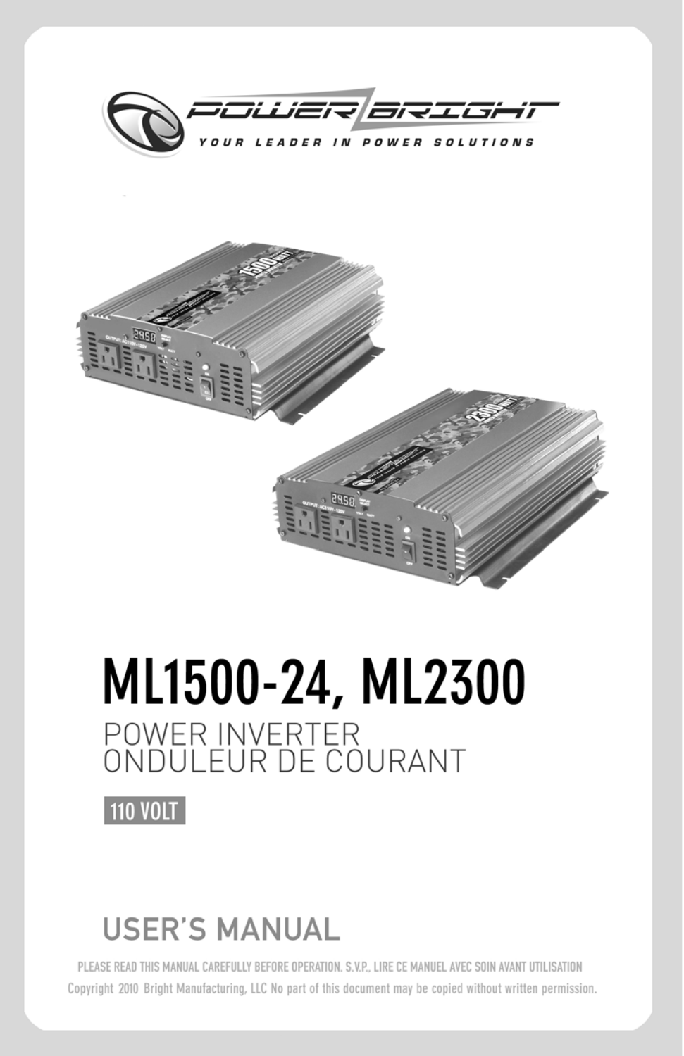POWER BRIGHT

YOUR LEADER IN POWER SOLUTIONS

# ML1500-24, ML2300

## POWER INVERTER
## ONDULEUR DE COURANT

**110 VOLT**

## USER'S MANUAL

PLEASE READ THIS MANUAL CAREFULLY BEFORE OPERATION. S.V.P., LIRE CE MANUEL AVEC SOIN AVANT UTILISATION

Copyright 2010 Bright Manufacturing, LLC No part of this document may be copied without written permission.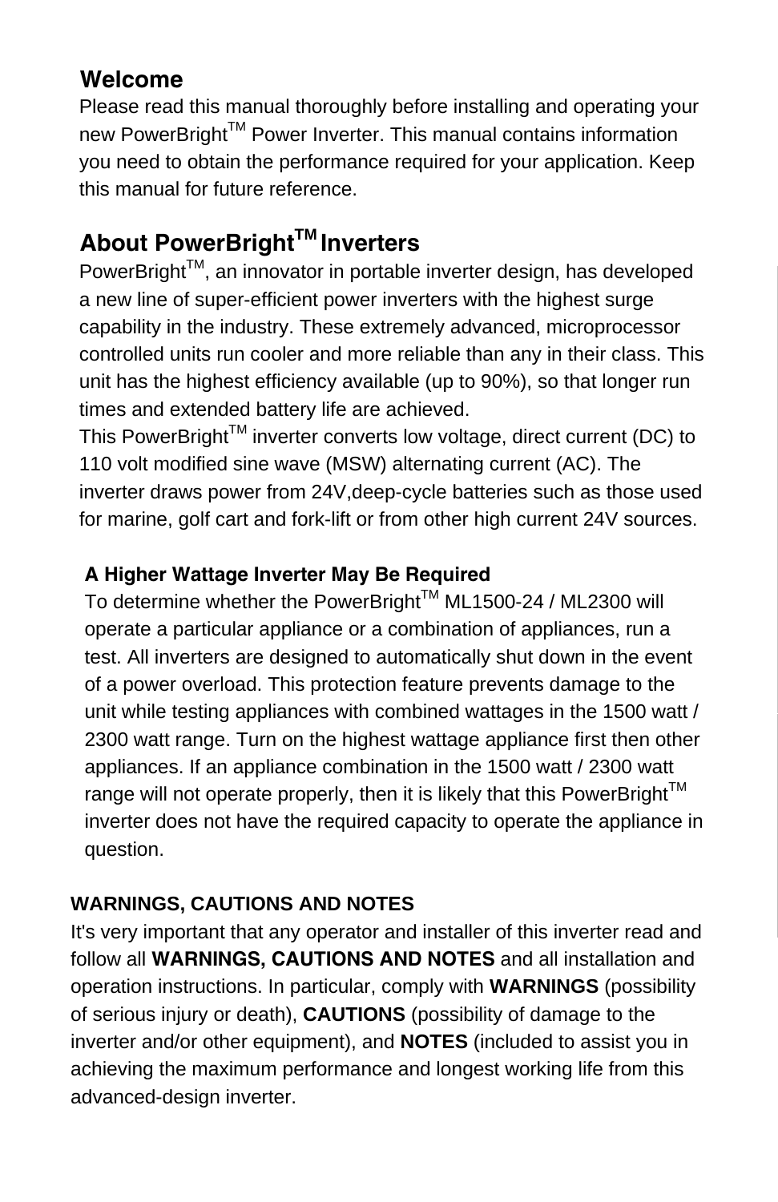## Welcome

Please read this manual thoroughly before installing and operating your new PowerBright$^{TM}$ Power Inverter. This manual contains information you need to obtain the performance required for your application. Keep this manual for future reference.

## About PowerBright$^{TM}$ Inverters

PowerBright$^{TM}$, an innovator in portable inverter design, has developed a new line of super-efficient power inverters with the highest surge capability in the industry. These extremely advanced, microprocessor controlled units run cooler and more reliable than any in their class. This unit has the highest efficiency available (up to 90%), so that longer run times and extended battery life are achieved.

This PowerBright$^{TM}$ inverter converts low voltage, direct current (DC) to 110 volt modified sine wave (MSW) alternating current (AC). The inverter draws power from 24V,deep-cycle batteries such as those used for marine, golf cart and fork-lift or from other high current 24V sources.

### A Higher Wattage Inverter May Be Required

To determine whether the PowerBright$^{TM}$ ML1500-24 / ML2300 will operate a particular appliance or a combination of appliances, run a test. All inverters are designed to automatically shut down in the event of a power overload. This protection feature prevents damage to the unit while testing appliances with combined wattages in the 1500 watt / 2300 watt range. Turn on the highest wattage appliance first then other appliances. If an appliance combination in the 1500 watt / 2300 watt range will not operate properly, then it is likely that this PowerBright$^{TM}$ inverter does not have the required capacity to operate the appliance in question.

### WARNINGS, CAUTIONS AND NOTES

It's very important that any operator and installer of this inverter read and follow all **WARNINGS, CAUTIONS AND NOTES** and all installation and operation instructions. In particular, comply with **WARNINGS** (possibility of serious injury or death), **CAUTIONS** (possibility of damage to the inverter and/or other equipment), and **NOTES** (included to assist you in achieving the maximum performance and longest working life from this advanced-design inverter.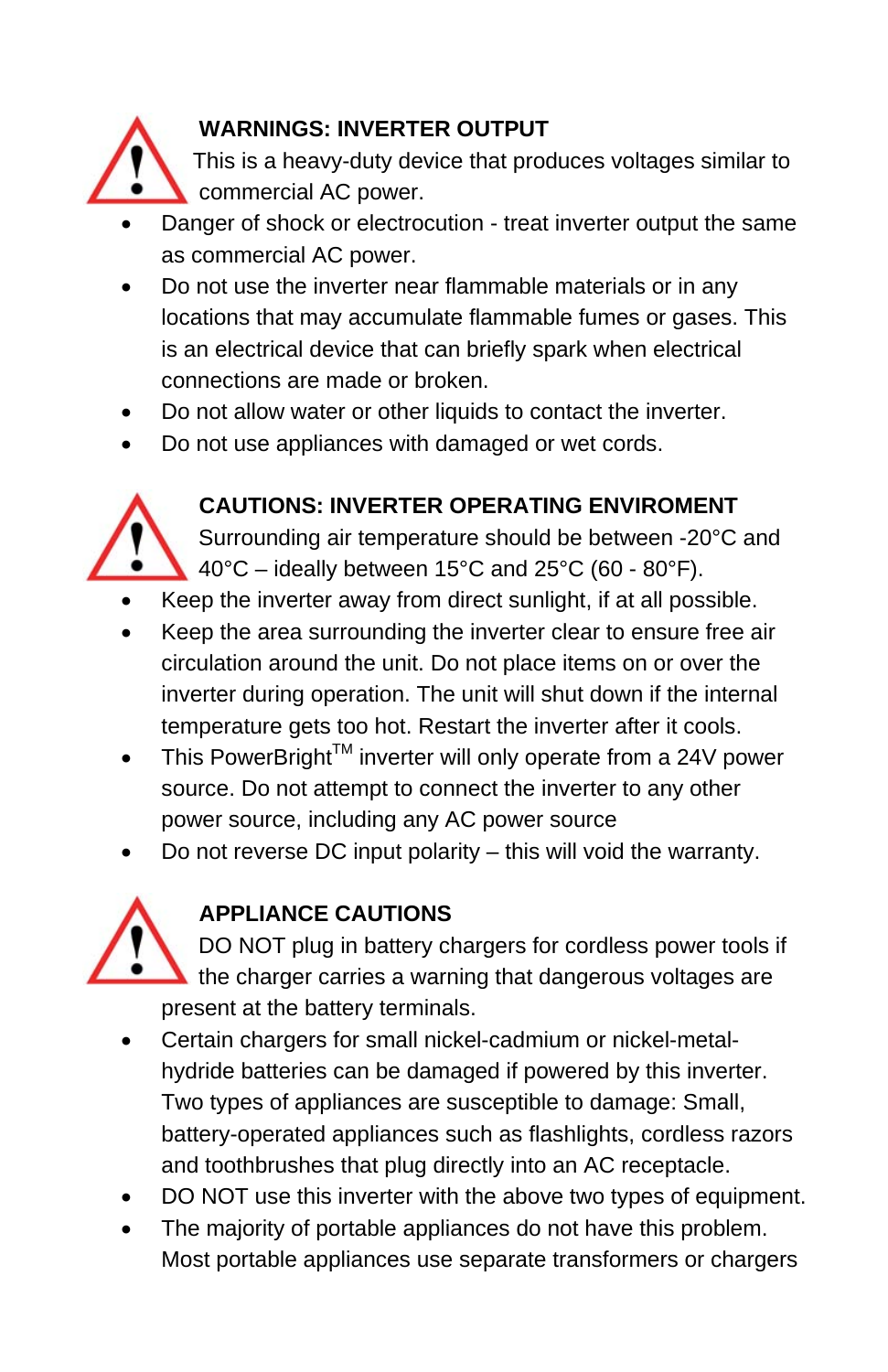### WARNINGS: INVERTER OUTPUT

This is a heavy-duty device that produces voltages similar to commercial AC power.

- Danger of shock or electrocution - treat inverter output the same as commercial AC power.
- Do not use the inverter near flammable materials or in any locations that may accumulate flammable fumes or gases. This is an electrical device that can briefly spark when electrical connections are made or broken.
- Do not allow water or other liquids to contact the inverter.
- Do not use appliances with damaged or wet cords.

### CAUTIONS: INVERTER OPERATING ENVIROMENT

Surrounding air temperature should be between -20°C and 40°C – ideally between 15°C and 25°C (60 - 80°F).

- Keep the inverter away from direct sunlight, if at all possible.
- Keep the area surrounding the inverter clear to ensure free air circulation around the unit. Do not place items on or over the inverter during operation. The unit will shut down if the internal temperature gets too hot. Restart the inverter after it cools.
- This PowerBright™ inverter will only operate from a 24V power source. Do not attempt to connect the inverter to any other power source, including any AC power source
- Do not reverse DC input polarity – this will void the warranty.

### APPLIANCE CAUTIONS

DO NOT plug in battery chargers for cordless power tools if the charger carries a warning that dangerous voltages are present at the battery terminals.

- Certain chargers for small nickel-cadmium or nickel-metal-hydride batteries can be damaged if powered by this inverter. Two types of appliances are susceptible to damage: Small, battery-operated appliances such as flashlights, cordless razors and toothbrushes that plug directly into an AC receptacle.
- DO NOT use this inverter with the above two types of equipment.
- The majority of portable appliances do not have this problem. Most portable appliances use separate transformers or chargers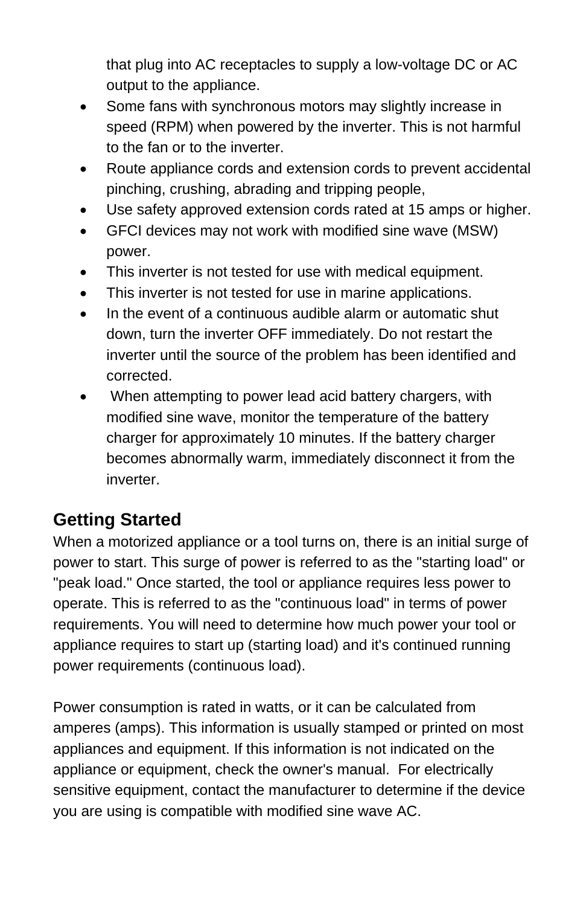that plug into AC receptacles to supply a low-voltage DC or AC output to the appliance.

- Some fans with synchronous motors may slightly increase in speed (RPM) when powered by the inverter. This is not harmful to the fan or to the inverter.
- Route appliance cords and extension cords to prevent accidental pinching, crushing, abrading and tripping people,
- Use safety approved extension cords rated at 15 amps or higher.
- GFCI devices may not work with modified sine wave (MSW) power.
- This inverter is not tested for use with medical equipment.
- This inverter is not tested for use in marine applications.
- In the event of a continuous audible alarm or automatic shut down, turn the inverter OFF immediately. Do not restart the inverter until the source of the problem has been identified and corrected.
- When attempting to power lead acid battery chargers, with modified sine wave, monitor the temperature of the battery charger for approximately 10 minutes. If the battery charger becomes abnormally warm, immediately disconnect it from the inverter.

## Getting Started

When a motorized appliance or a tool turns on, there is an initial surge of power to start. This surge of power is referred to as the "starting load" or "peak load." Once started, the tool or appliance requires less power to operate. This is referred to as the "continuous load" in terms of power requirements. You will need to determine how much power your tool or appliance requires to start up (starting load) and it's continued running power requirements (continuous load).

Power consumption is rated in watts, or it can be calculated from amperes (amps). This information is usually stamped or printed on most appliances and equipment. If this information is not indicated on the appliance or equipment, check the owner's manual. For electrically sensitive equipment, contact the manufacturer to determine if the device you are using is compatible with modified sine wave AC.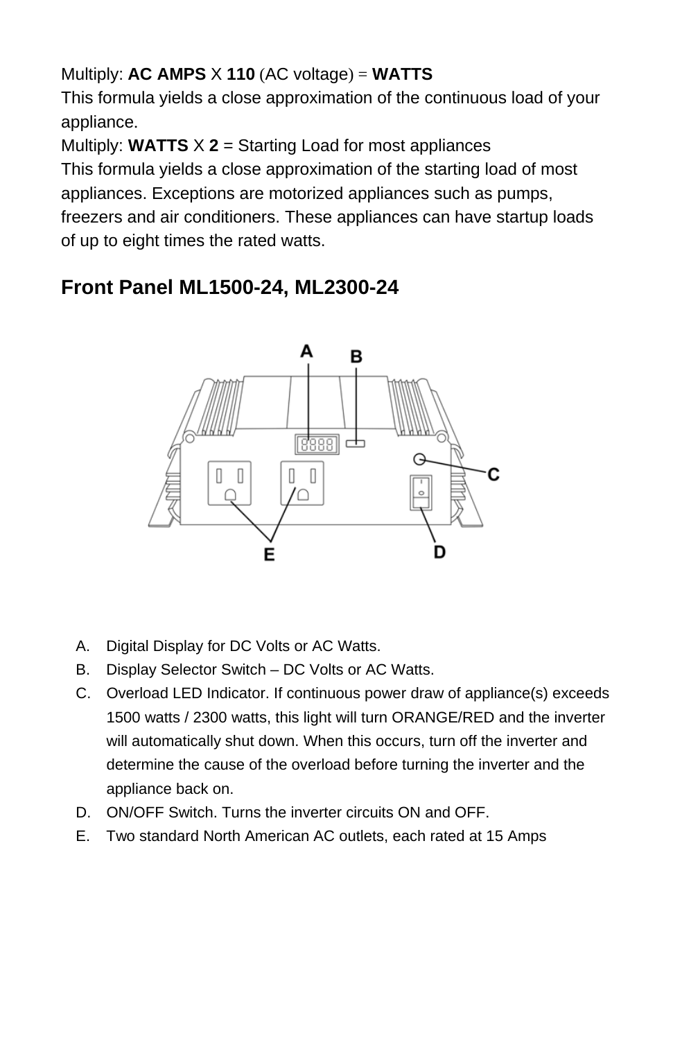Multiply: **AC AMPS** X **110** (AC voltage) = **WATTS**
This formula yields a close approximation of the continuous load of your appliance.
Multiply: **WATTS** X **2** = Starting Load for most appliances
This formula yields a close approximation of the starting load of most appliances. Exceptions are motorized appliances such as pumps, freezers and air conditioners. These appliances can have startup loads of up to eight times the rated watts.

## Front Panel ML1500-24, ML2300-24

A. Digital Display for DC Volts or AC Watts.
B. Display Selector Switch – DC Volts or AC Watts.
C. Overload LED Indicator. If continuous power draw of appliance(s) exceeds 1500 watts / 2300 watts, this light will turn ORANGE/RED and the inverter will automatically shut down. When this occurs, turn off the inverter and determine the cause of the overload before turning the inverter and the appliance back on.
D. ON/OFF Switch. Turns the inverter circuits ON and OFF.
E. Two standard North American AC outlets, each rated at 15 Amps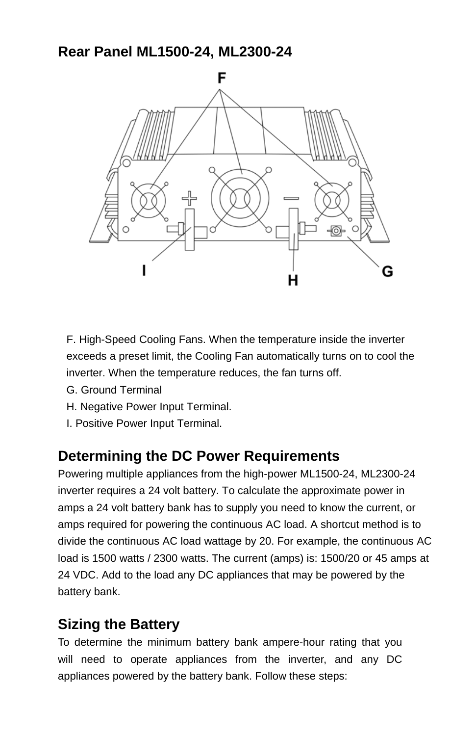## Rear Panel ML1500-24, ML2300-24

F. High-Speed Cooling Fans. When the temperature inside the inverter exceeds a preset limit, the Cooling Fan automatically turns on to cool the inverter. When the temperature reduces, the fan turns off.
G. Ground Terminal
H. Negative Power Input Terminal.
I. Positive Power Input Terminal.

## Determining the DC Power Requirements

Powering multiple appliances from the high-power ML1500-24, ML2300-24 inverter requires a 24 volt battery. To calculate the approximate power in amps a 24 volt battery bank has to supply you need to know the current, or amps required for powering the continuous AC load. A shortcut method is to divide the continuous AC load wattage by 20. For example, the continuous AC load is 1500 watts / 2300 watts. The current (amps) is: 1500/20 or 45 amps at 24 VDC. Add to the load any DC appliances that may be powered by the battery bank.

## Sizing the Battery

To determine the minimum battery bank ampere-hour rating that you will need to operate appliances from the inverter, and any DC appliances powered by the battery bank. Follow these steps: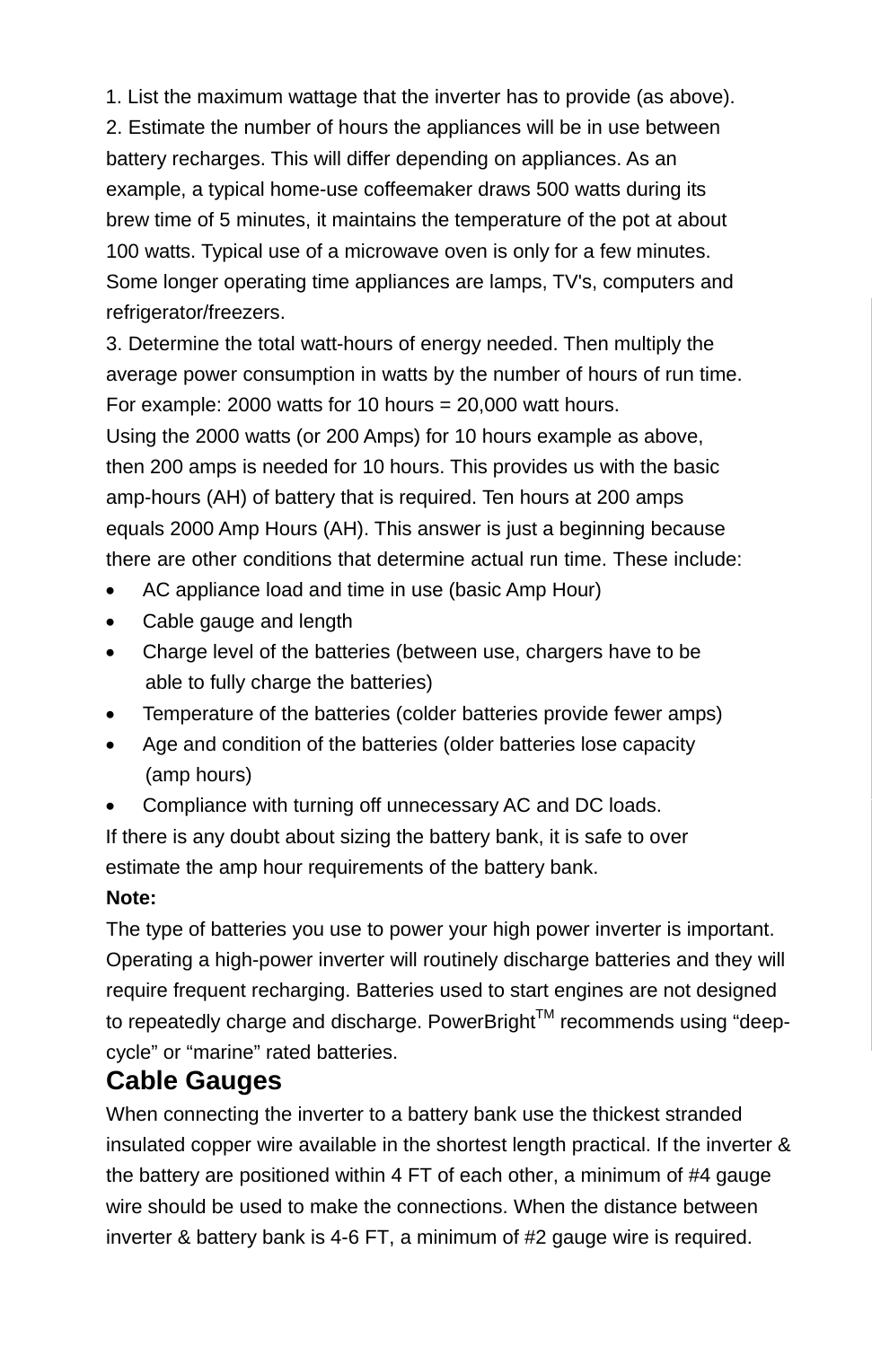1. List the maximum wattage that the inverter has to provide (as above).
2. Estimate the number of hours the appliances will be in use between battery recharges. This will differ depending on appliances. As an example, a typical home-use coffeemaker draws 500 watts during its brew time of 5 minutes, it maintains the temperature of the pot at about 100 watts. Typical use of a microwave oven is only for a few minutes. Some longer operating time appliances are lamps, TV's, computers and refrigerator/freezers.
3. Determine the total watt-hours of energy needed. Then multiply the average power consumption in watts by the number of hours of run time. For example: 2000 watts for 10 hours = 20,000 watt hours.

Using the 2000 watts (or 200 Amps) for 10 hours example as above, then 200 amps is needed for 10 hours. This provides us with the basic amp-hours (AH) of battery that is required. Ten hours at 200 amps equals 2000 Amp Hours (AH). This answer is just a beginning because there are other conditions that determine actual run time. These include:

- AC appliance load and time in use (basic Amp Hour)
- Cable gauge and length
- Charge level of the batteries (between use, chargers have to be able to fully charge the batteries)
- Temperature of the batteries (colder batteries provide fewer amps)
- Age and condition of the batteries (older batteries lose capacity (amp hours)
- Compliance with turning off unnecessary AC and DC loads.

If there is any doubt about sizing the battery bank, it is safe to over estimate the amp hour requirements of the battery bank.

**Note:**

The type of batteries you use to power your high power inverter is important. Operating a high-power inverter will routinely discharge batteries and they will require frequent recharging. Batteries used to start engines are not designed to repeatedly charge and discharge. PowerBright™ recommends using "deep-cycle" or "marine" rated batteries.

## Cable Gauges

When connecting the inverter to a battery bank use the thickest stranded insulated copper wire available in the shortest length practical. If the inverter & the battery are positioned within 4 FT of each other, a minimum of #4 gauge wire should be used to make the connections. When the distance between inverter & battery bank is 4-6 FT, a minimum of #2 gauge wire is required.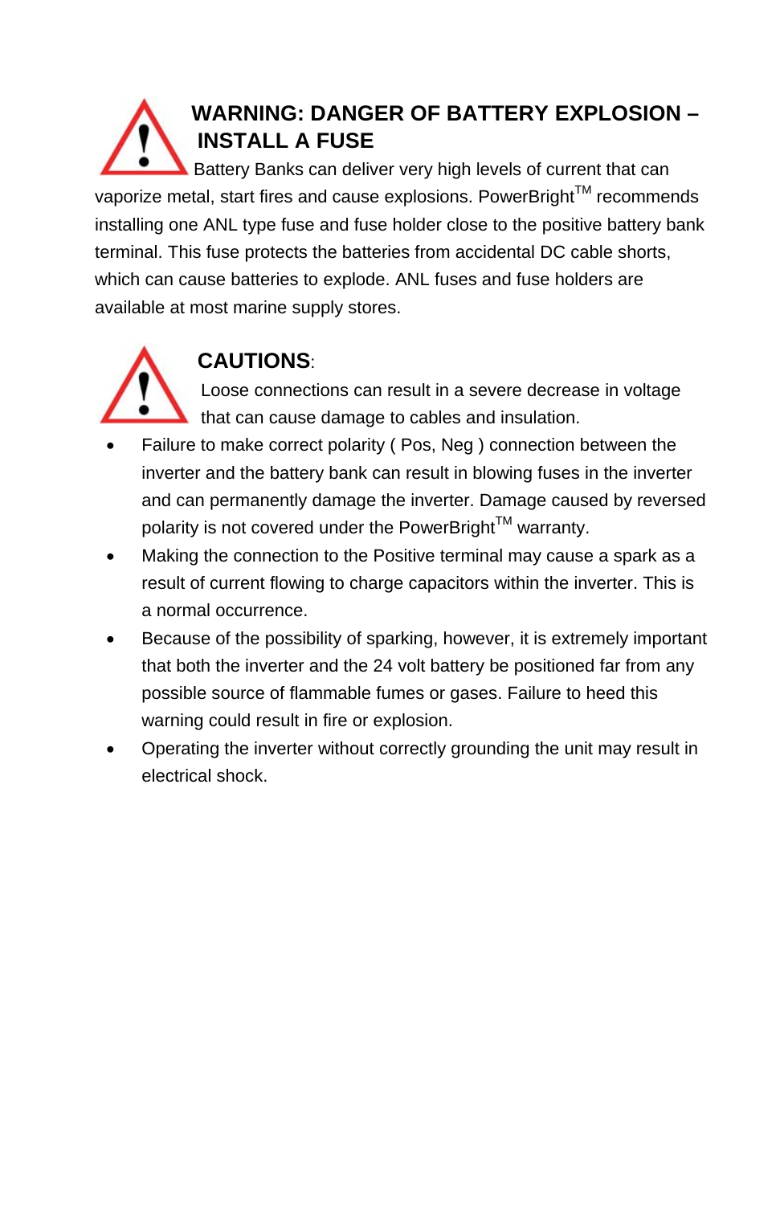## WARNING: DANGER OF BATTERY EXPLOSION – INSTALL A FUSE

Battery Banks can deliver very high levels of current that can vaporize metal, start fires and cause explosions. PowerBright™ recommends installing one ANL type fuse and fuse holder close to the positive battery bank terminal. This fuse protects the batteries from accidental DC cable shorts, which can cause batteries to explode. ANL fuses and fuse holders are available at most marine supply stores.

## CAUTIONS:

Loose connections can result in a severe decrease in voltage that can cause damage to cables and insulation.

- Failure to make correct polarity ( Pos, Neg ) connection between the inverter and the battery bank can result in blowing fuses in the inverter and can permanently damage the inverter. Damage caused by reversed polarity is not covered under the PowerBright™ warranty.
- Making the connection to the Positive terminal may cause a spark as a result of current flowing to charge capacitors within the inverter. This is a normal occurrence.
- Because of the possibility of sparking, however, it is extremely important that both the inverter and the 24 volt battery be positioned far from any possible source of flammable fumes or gases. Failure to heed this warning could result in fire or explosion.
- Operating the inverter without correctly grounding the unit may result in electrical shock.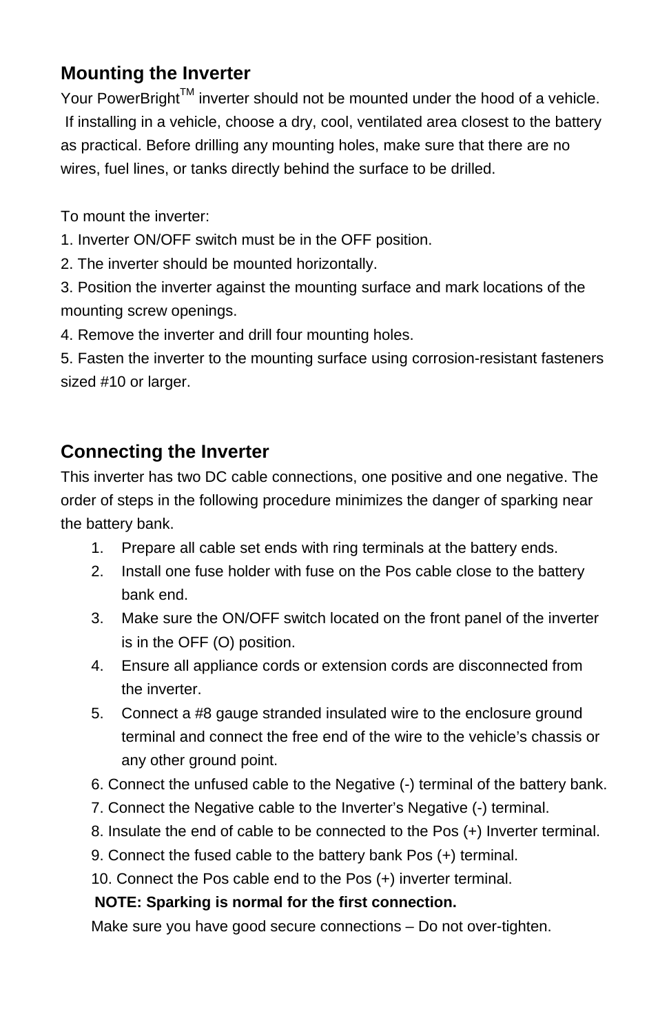## Mounting the Inverter

Your PowerBright[TM] inverter should not be mounted under the hood of a vehicle. If installing in a vehicle, choose a dry, cool, ventilated area closest to the battery as practical. Before drilling any mounting holes, make sure that there are no wires, fuel lines, or tanks directly behind the surface to be drilled.

To mount the inverter:

1. Inverter ON/OFF switch must be in the OFF position.
2. The inverter should be mounted horizontally.
3. Position the inverter against the mounting surface and mark locations of the mounting screw openings.
4. Remove the inverter and drill four mounting holes.
5. Fasten the inverter to the mounting surface using corrosion-resistant fasteners sized #10 or larger.

## Connecting the Inverter

This inverter has two DC cable connections, one positive and one negative. The order of steps in the following procedure minimizes the danger of sparking near the battery bank.

1. Prepare all cable set ends with ring terminals at the battery ends.
2. Install one fuse holder with fuse on the Pos cable close to the battery bank end.
3. Make sure the ON/OFF switch located on the front panel of the inverter is in the OFF (O) position.
4. Ensure all appliance cords or extension cords are disconnected from the inverter.
5. Connect a #8 gauge stranded insulated wire to the enclosure ground terminal and connect the free end of the wire to the vehicle's chassis or any other ground point.
6. Connect the unfused cable to the Negative (-) terminal of the battery bank.
7. Connect the Negative cable to the Inverter's Negative (-) terminal.
8. Insulate the end of cable to be connected to the Pos (+) Inverter terminal.
9. Connect the fused cable to the battery bank Pos (+) terminal.
10. Connect the Pos cable end to the Pos (+) inverter terminal.

**NOTE: Sparking is normal for the first connection.**

Make sure you have good secure connections – Do not over-tighten.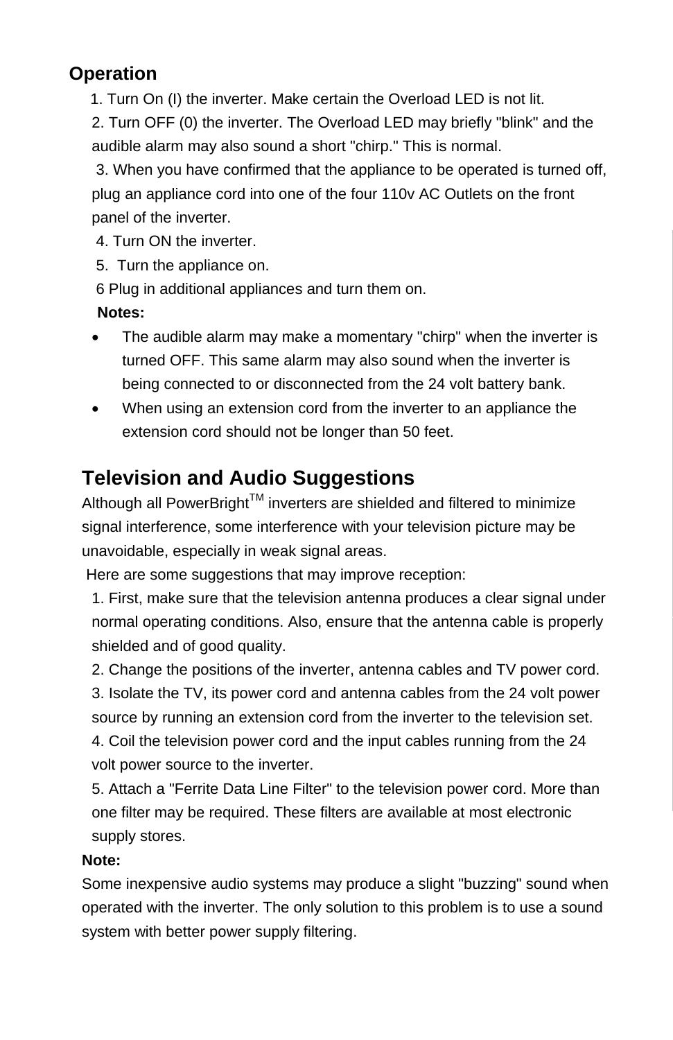## Operation

1. Turn On (I) the inverter. Make certain the Overload LED is not lit.
2. Turn OFF (0) the inverter. The Overload LED may briefly "blink" and the audible alarm may also sound a short "chirp." This is normal.
3. When you have confirmed that the appliance to be operated is turned off, plug an appliance cord into one of the four 110v AC Outlets on the front panel of the inverter.
4. Turn ON the inverter.
5. Turn the appliance on.
6. Plug in additional appliances and turn them on.

**Notes:**

- The audible alarm may make a momentary "chirp" when the inverter is turned OFF. This same alarm may also sound when the inverter is being connected to or disconnected from the 24 volt battery bank.
- When using an extension cord from the inverter to an appliance the extension cord should not be longer than 50 feet.

## Television and Audio Suggestions

Although all PowerBright™ inverters are shielded and filtered to minimize signal interference, some interference with your television picture may be unavoidable, especially in weak signal areas.

Here are some suggestions that may improve reception:

1. First, make sure that the television antenna produces a clear signal under normal operating conditions. Also, ensure that the antenna cable is properly shielded and of good quality.
2. Change the positions of the inverter, antenna cables and TV power cord.
3. Isolate the TV, its power cord and antenna cables from the 24 volt power source by running an extension cord from the inverter to the television set.
4. Coil the television power cord and the input cables running from the 24 volt power source to the inverter.
5. Attach a "Ferrite Data Line Filter" to the television power cord. More than one filter may be required. These filters are available at most electronic supply stores.

**Note:**

Some inexpensive audio systems may produce a slight "buzzing" sound when operated with the inverter. The only solution to this problem is to use a sound system with better power supply filtering.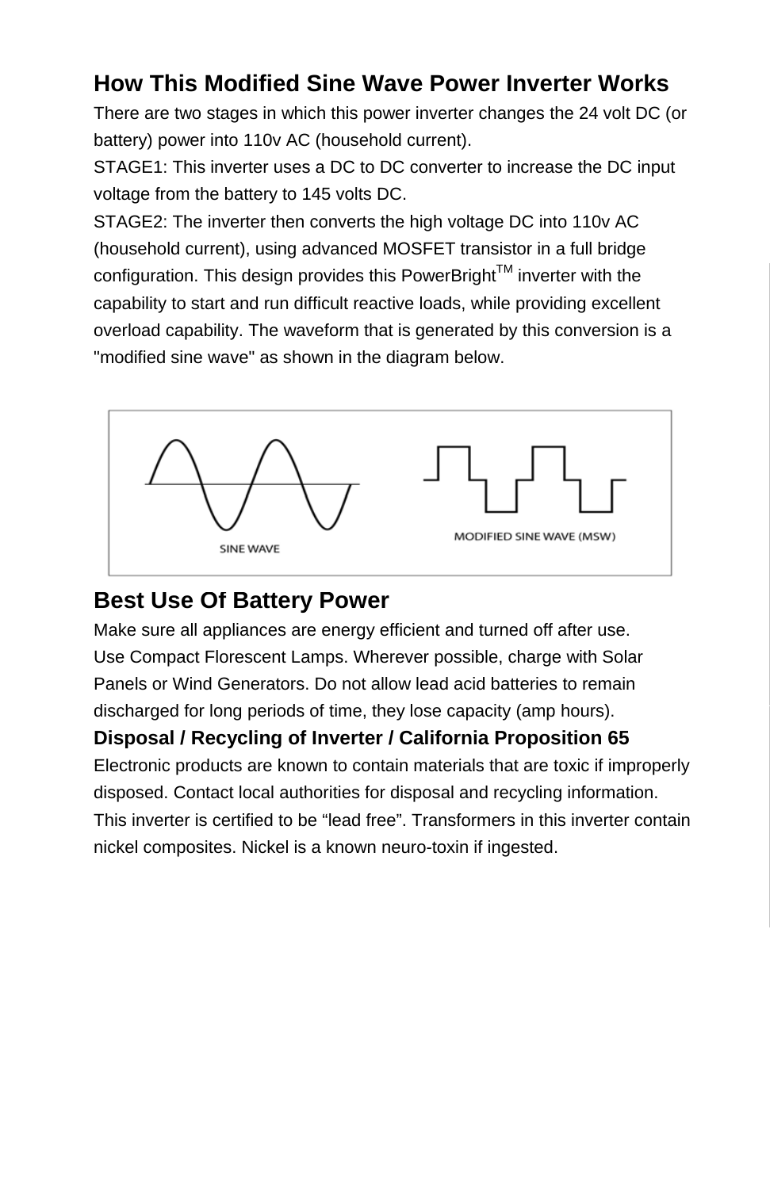## How This Modified Sine Wave Power Inverter Works

There are two stages in which this power inverter changes the 24 volt DC (or battery) power into 110v AC (household current).

STAGE1: This inverter uses a DC to DC converter to increase the DC input voltage from the battery to 145 volts DC.

STAGE2: The inverter then converts the high voltage DC into 110v AC (household current), using advanced MOSFET transistor in a full bridge configuration. This design provides this PowerBright[TM] inverter with the capability to start and run difficult reactive loads, while providing excellent overload capability. The waveform that is generated by this conversion is a "modified sine wave" as shown in the diagram below.

SINE WAVE

MODIFIED SINE WAVE (MSW)

## Best Use Of Battery Power

Make sure all appliances are energy efficient and turned off after use.
Use Compact Florescent Lamps. Wherever possible, charge with Solar Panels or Wind Generators. Do not allow lead acid batteries to remain discharged for long periods of time, they lose capacity (amp hours).

**Disposal / Recycling of Inverter / California Proposition 65**

Electronic products are known to contain materials that are toxic if improperly disposed. Contact local authorities for disposal and recycling information. This inverter is certified to be “lead free”. Transformers in this inverter contain nickel composites. Nickel is a known neuro-toxin if ingested.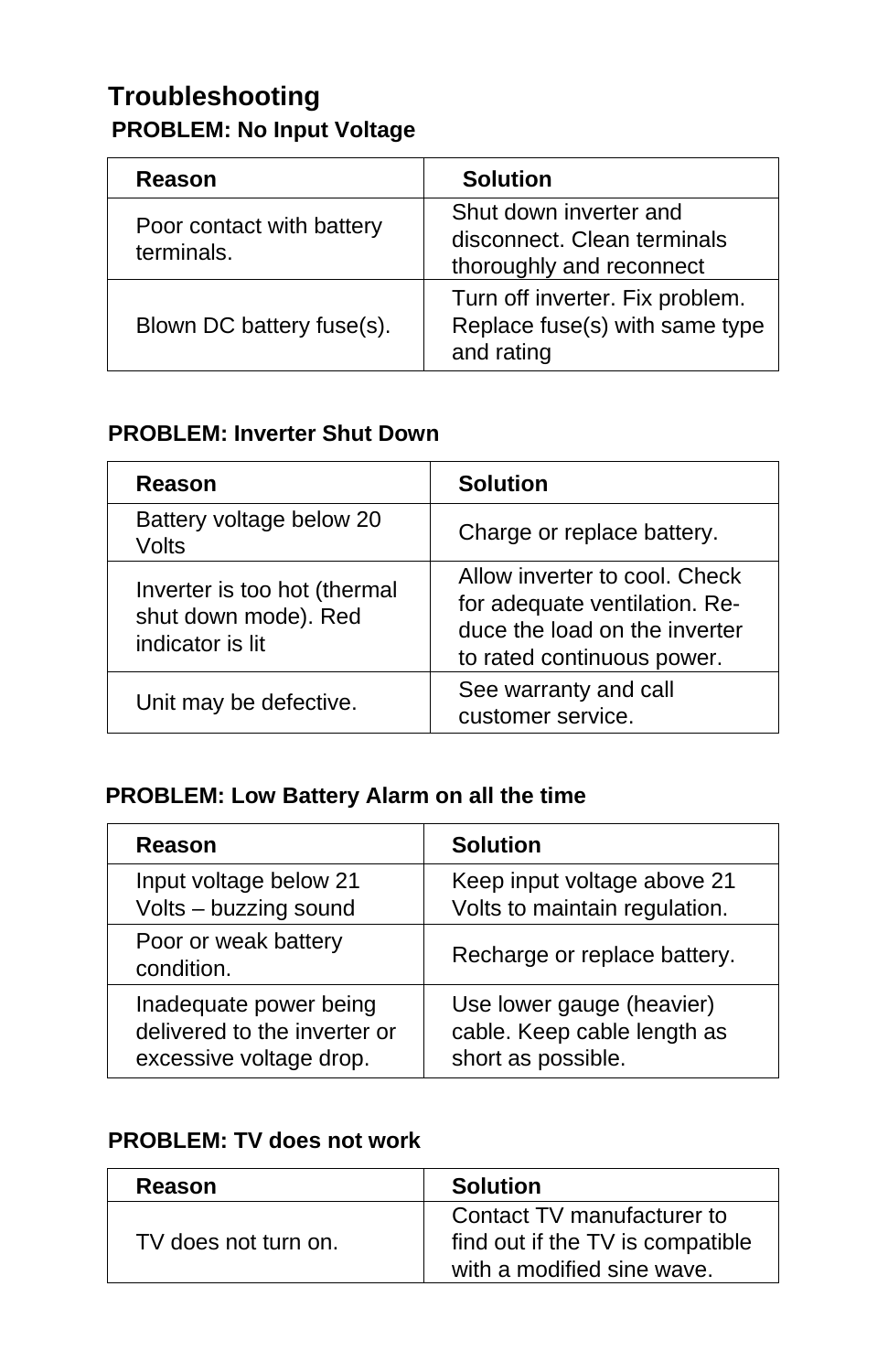## Troubleshooting

### PROBLEM: No Input Voltage

| Reason | Solution |
| --- | --- |
| Poor contact with battery terminals. | Shut down inverter and disconnect. Clean terminals thoroughly and reconnect |
| Blown DC battery fuse(s). | Turn off inverter. Fix problem. Replace fuse(s) with same type and rating |

### PROBLEM: Inverter Shut Down

| Reason | Solution |
| --- | --- |
| Battery voltage below 20 Volts | Charge or replace battery. |
| Inverter is too hot (thermal shut down mode). Red indicator is lit | Allow inverter to cool. Check for adequate ventilation. Reduce the load on the inverter to rated continuous power. |
| Unit may be defective. | See warranty and call customer service. |

### PROBLEM: Low Battery Alarm on all the time

| Reason | Solution |
| --- | --- |
| Input voltage below 21 Volts – buzzing sound | Keep input voltage above 21 Volts to maintain regulation. |
| Poor or weak battery condition. | Recharge or replace battery. |
| Inadequate power being delivered to the inverter or excessive voltage drop. | Use lower gauge (heavier) cable. Keep cable length as short as possible. |

### PROBLEM: TV does not work

| Reason | Solution |
| --- | --- |
| TV does not turn on. | Contact TV manufacturer to find out if the TV is compatible with a modified sine wave. |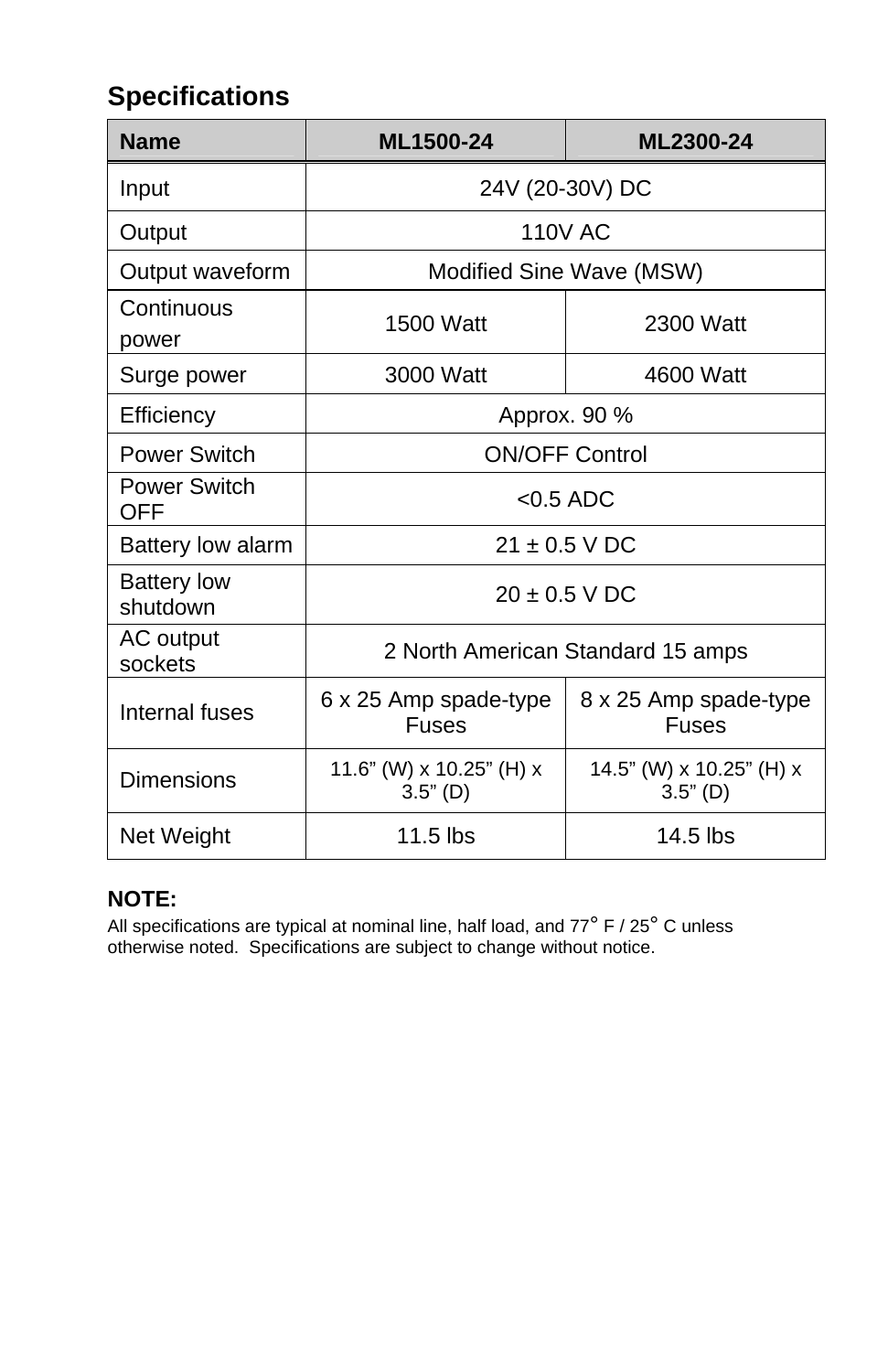## Specifications

| Name | ML1500-24 | ML2300-24 |
|---|---|---|
| Input | 24V (20-30V) DC | |
| Output | 110V AC | |
| Output waveform | Modified Sine Wave (MSW) | |
| Continuous power | 1500 Watt | 2300 Watt |
| Surge power | 3000 Watt | 4600 Watt |
| Efficiency | Approx. 90 % | |
| Power Switch | ON/OFF Control | |
| Power Switch OFF | <0.5 ADC | |
| Battery low alarm | 21 ± 0.5 V DC | |
| Battery low shutdown | 20 ± 0.5 V DC | |
| AC output sockets | 2 North American Standard 15 amps | |
| Internal fuses | 6 x 25 Amp spade-type Fuses | 8 x 25 Amp spade-type Fuses |
| Dimensions | 11.6" (W) x 10.25" (H) x 3.5" (D) | 14.5" (W) x 10.25" (H) x 3.5" (D) |
| Net Weight | 11.5 lbs | 14.5 lbs |

**NOTE:**

All specifications are typical at nominal line, half load, and 77° F / 25° C unless otherwise noted. Specifications are subject to change without notice.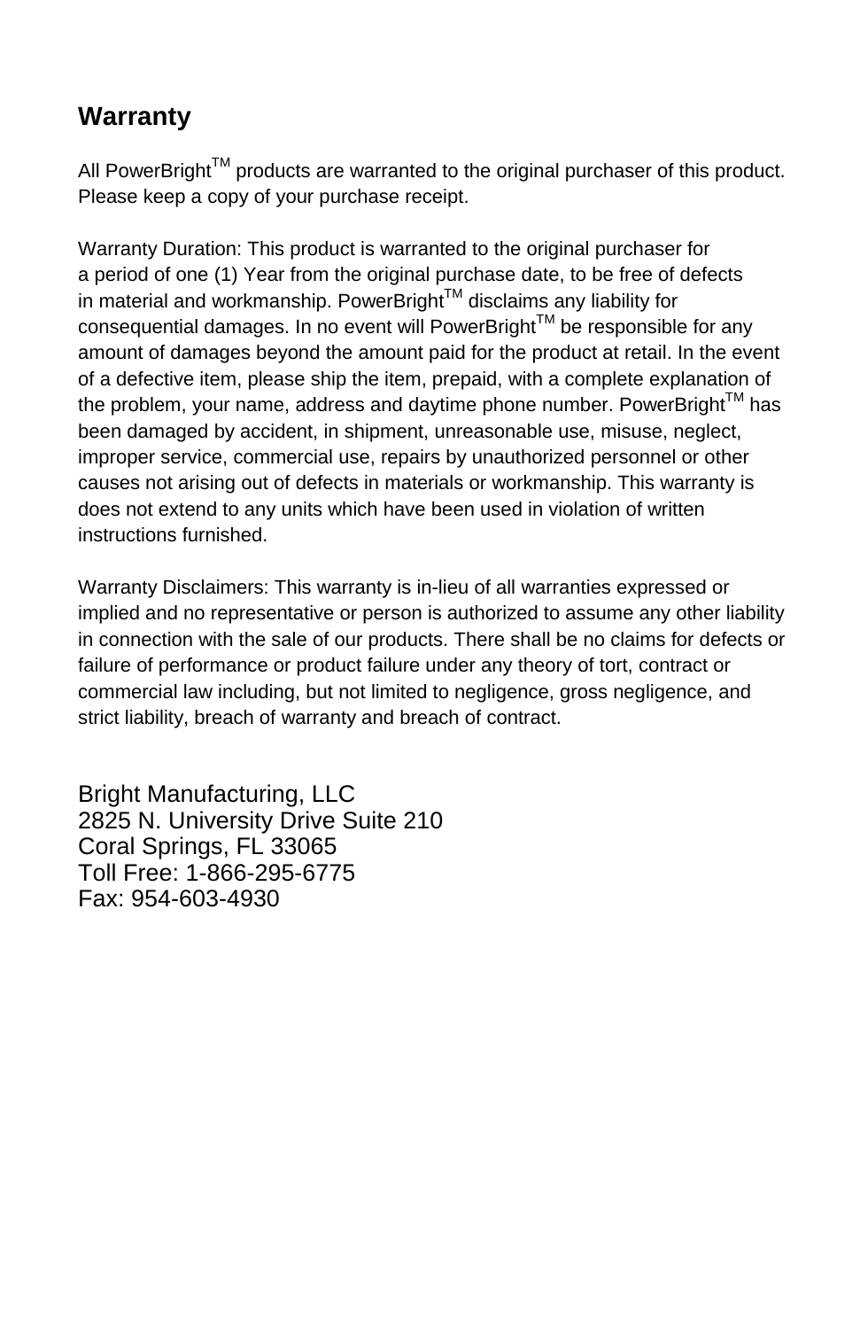## Warranty

All PowerBright[TM] products are warranted to the original purchaser of this product. Please keep a copy of your purchase receipt.

Warranty Duration: This product is warranted to the original purchaser for a period of one (1) Year from the original purchase date, to be free of defects in material and workmanship. PowerBright[TM] disclaims any liability for consequential damages. In no event will PowerBright[TM] be responsible for any amount of damages beyond the amount paid for the product at retail. In the event of a defective item, please ship the item, prepaid, with a complete explanation of the problem, your name, address and daytime phone number. PowerBright[TM] has been damaged by accident, in shipment, unreasonable use, misuse, neglect, improper service, commercial use, repairs by unauthorized personnel or other causes not arising out of defects in materials or workmanship. This warranty is does not extend to any units which have been used in violation of written instructions furnished.

Warranty Disclaimers: This warranty is in-lieu of all warranties expressed or implied and no representative or person is authorized to assume any other liability in connection with the sale of our products. There shall be no claims for defects or failure of performance or product failure under any theory of tort, contract or commercial law including, but not limited to negligence, gross negligence, and strict liability, breach of warranty and breach of contract.

Bright Manufacturing, LLC
2825 N. University Drive Suite 210
Coral Springs, FL 33065
Toll Free: 1-866-295-6775
Fax: 954-603-4930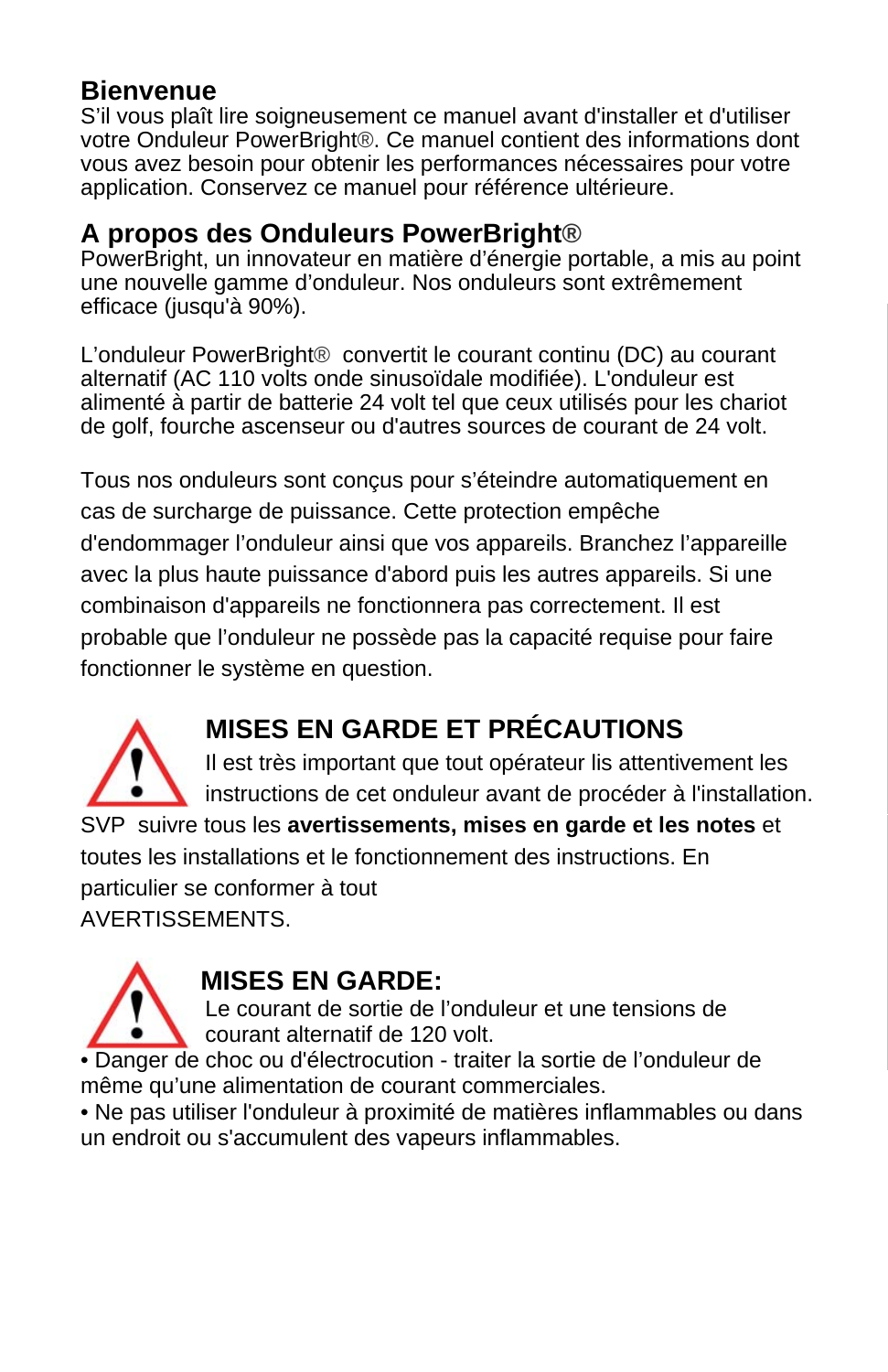## Bienvenue

S'il vous plaît lire soigneusement ce manuel avant d'installer et d'utiliser votre Onduleur PowerBright®. Ce manuel contient des informations dont vous avez besoin pour obtenir les performances nécessaires pour votre application. Conservez ce manuel pour référence ultérieure.

## A propos des Onduleurs PowerBright®

PowerBright, un innovateur en matière d'énergie portable, a mis au point une nouvelle gamme d'onduleur. Nos onduleurs sont extrêmement efficace (jusqu'à 90%).

L'onduleur PowerBright® convertit le courant continu (DC) au courant alternatif (AC 110 volts onde sinusoïdale modifiée). L'onduleur est alimenté à partir de batterie 24 volt tel que ceux utilisés pour les chariot de golf, fourche ascenseur ou d'autres sources de courant de 24 volt.

Tous nos onduleurs sont conçus pour s'éteindre automatiquement en cas de surcharge de puissance. Cette protection empêche d'endommager l'onduleur ainsi que vos appareils. Branchez l'appareille avec la plus haute puissance d'abord puis les autres appareils. Si une combinaison d'appareils ne fonctionnera pas correctement. Il est probable que l'onduleur ne possède pas la capacité requise pour faire fonctionner le système en question.

## MISES EN GARDE ET PRÉCAUTIONS

Il est très important que tout opérateur lis attentivement les instructions de cet onduleur avant de procéder à l'installation. SVP suivre tous les **avertissements, mises en garde et les notes** et toutes les installations et le fonctionnement des instructions. En particulier se conformer à tout AVERTISSEMENTS.

## MISES EN GARDE:

Le courant de sortie de l'onduleur et une tensions de courant alternatif de 120 volt.

- Danger de choc ou d'électrocution - traiter la sortie de l'onduleur de même qu'une alimentation de courant commerciales.
- Ne pas utiliser l'onduleur à proximité de matières inflammables ou dans un endroit ou s'accumulent des vapeurs inflammables.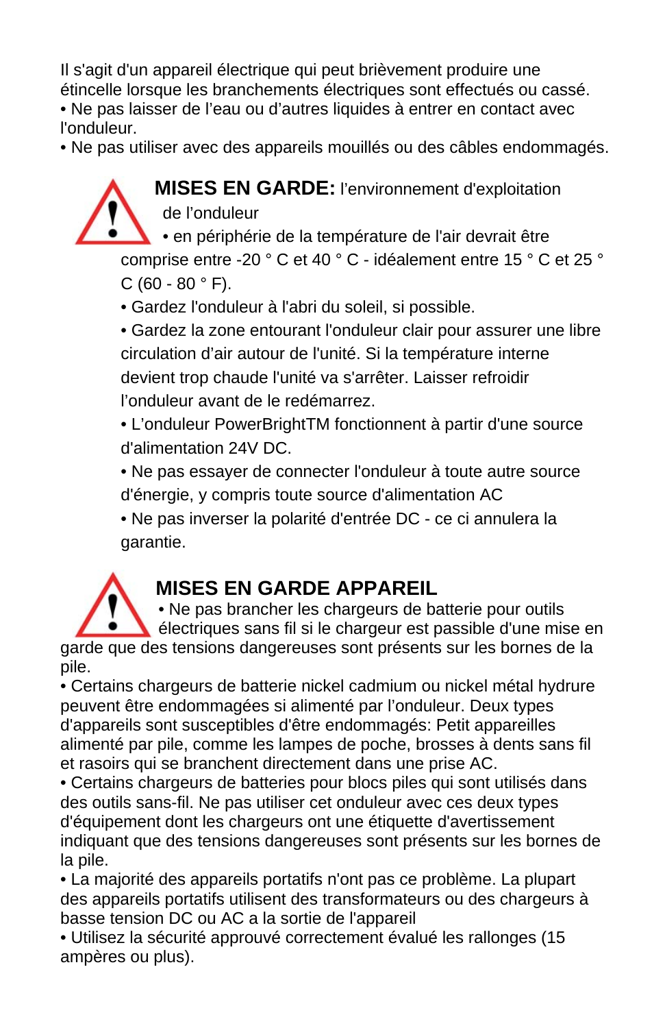Il s'agit d'un appareil électrique qui peut brièvement produire une étincelle lorsque les branchements électriques sont effectués ou cassé.

- Ne pas laisser de l'eau ou d'autres liquides à entrer en contact avec l'onduleur.
- Ne pas utiliser avec des appareils mouillés ou des câbles endommagés.

**MISES EN GARDE:** l'environnement d'exploitation de l'onduleur

- en périphérie de la température de l'air devrait être comprise entre -20 ° C et 40 ° C - idéalement entre 15 ° C et 25 ° C (60 - 80 ° F).
- Gardez l'onduleur à l'abri du soleil, si possible.
- Gardez la zone entourant l'onduleur clair pour assurer une libre circulation d'air autour de l'unité. Si la température interne devient trop chaude l'unité va s'arrêter. Laisser refroidir l'onduleur avant de le redémarrez.
- L'onduleur PowerBrightTM fonctionnent à partir d'une source d'alimentation 24V DC.
- Ne pas essayer de connecter l'onduleur à toute autre source d'énergie, y compris toute source d'alimentation AC
- Ne pas inverser la polarité d'entrée DC - ce ci annulera la garantie.

## MISES EN GARDE APPAREIL

- Ne pas brancher les chargeurs de batterie pour outils électriques sans fil si le chargeur est passible d'une mise en garde que des tensions dangereuses sont présents sur les bornes de la pile.
- Certains chargeurs de batterie nickel cadmium ou nickel métal hydrure peuvent être endommagées si alimenté par l'onduleur. Deux types d'appareils sont susceptibles d'être endommagés: Petit appareilles alimenté par pile, comme les lampes de poche, brosses à dents sans fil et rasoirs qui se branchent directement dans une prise AC.
- Certains chargeurs de batteries pour blocs piles qui sont utilisés dans des outils sans-fil. Ne pas utiliser cet onduleur avec ces deux types d'équipement dont les chargeurs ont une étiquette d'avertissement indiquant que des tensions dangereuses sont présents sur les bornes de la pile.
- La majorité des appareils portatifs n'ont pas ce problème. La plupart des appareils portatifs utilisent des transformateurs ou des chargeurs à basse tension DC ou AC a la sortie de l'appareil
- Utilisez la sécurité approuvé correctement évalué les rallonges (15 ampères ou plus).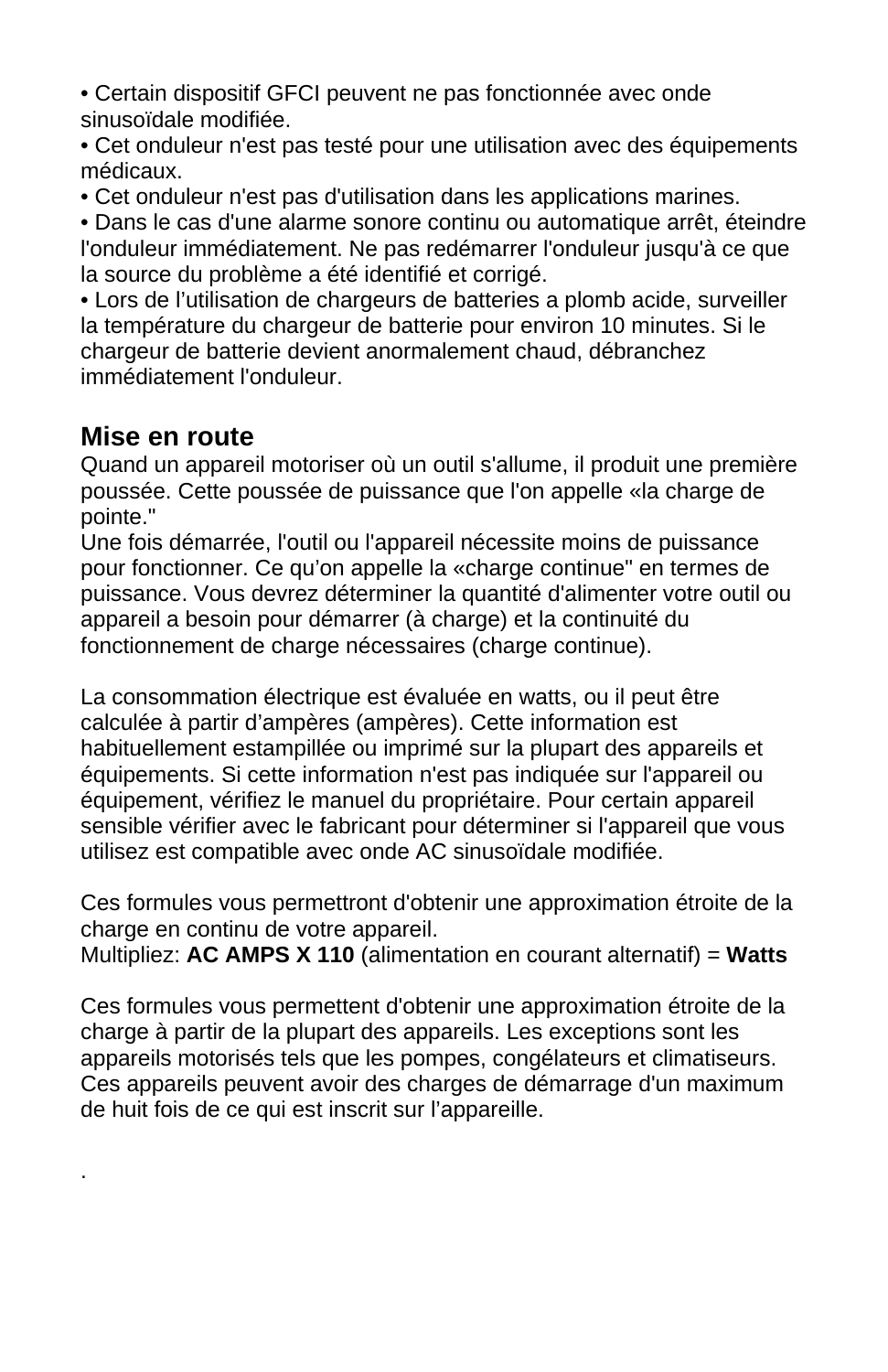- Certain dispositif GFCI peuvent ne pas fonctionnée avec onde sinusoïdale modifiée.
- Cet onduleur n'est pas testé pour une utilisation avec des équipements médicaux.
- Cet onduleur n'est pas d'utilisation dans les applications marines.
- Dans le cas d'une alarme sonore continu ou automatique arrêt, éteindre l'onduleur immédiatement. Ne pas redémarrer l'onduleur jusqu'à ce que la source du problème a été identifié et corrigé.
- Lors de l'utilisation de chargeurs de batteries a plomb acide, surveiller la température du chargeur de batterie pour environ 10 minutes. Si le chargeur de batterie devient anormalement chaud, débranchez immédiatement l'onduleur.

## Mise en route

Quand un appareil motoriser où un outil s'allume, il produit une première poussée. Cette poussée de puissance que l'on appelle «la charge de pointe."
Une fois démarrée, l'outil ou l'appareil nécessite moins de puissance pour fonctionner. Ce qu'on appelle la «charge continue" en termes de puissance. Vous devrez déterminer la quantité d'alimenter votre outil ou appareil a besoin pour démarrer (à charge) et la continuité du fonctionnement de charge nécessaires (charge continue).

La consommation électrique est évaluée en watts, ou il peut être calculée à partir d'ampères (ampères). Cette information est habituellement estampillée ou imprimé sur la plupart des appareils et équipements. Si cette information n'est pas indiquée sur l'appareil ou équipement, vérifiez le manuel du propriétaire. Pour certain appareil sensible vérifier avec le fabricant pour déterminer si l'appareil que vous utilisez est compatible avec onde AC sinusoïdale modifiée.

Ces formules vous permettront d'obtenir une approximation étroite de la charge en continu de votre appareil.
Multipliez: **AC AMPS X 110** (alimentation en courant alternatif) = **Watts**

Ces formules vous permettent d'obtenir une approximation étroite de la charge à partir de la plupart des appareils. Les exceptions sont les appareils motorisés tels que les pompes, congélateurs et climatiseurs. Ces appareils peuvent avoir des charges de démarrage d'un maximum de huit fois de ce qui est inscrit sur l'appareille.

.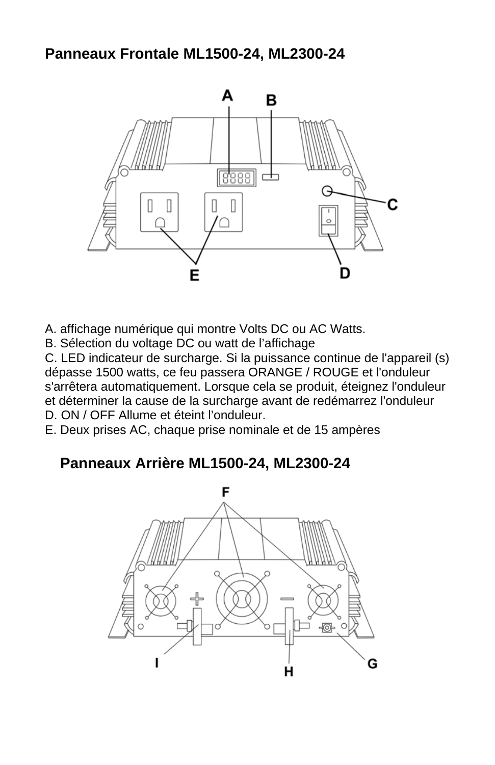## Panneaux Frontale ML1500-24, ML2300-24

A. affichage numérique qui montre Volts DC ou AC Watts.
B. Sélection du voltage DC ou watt de l'affichage
C. LED indicateur de surcharge. Si la puissance continue de l'appareil (s) dépasse 1500 watts, ce feu passera ORANGE / ROUGE et l'onduleur s'arrêtera automatiquement. Lorsque cela se produit, éteignez l'onduleur et déterminer la cause de la surcharge avant de redémarrez l'onduleur
D. ON / OFF Allume et éteint l'onduleur.
E. Deux prises AC, chaque prise nominale et de 15 ampères

## Panneaux Arrière ML1500-24, ML2300-24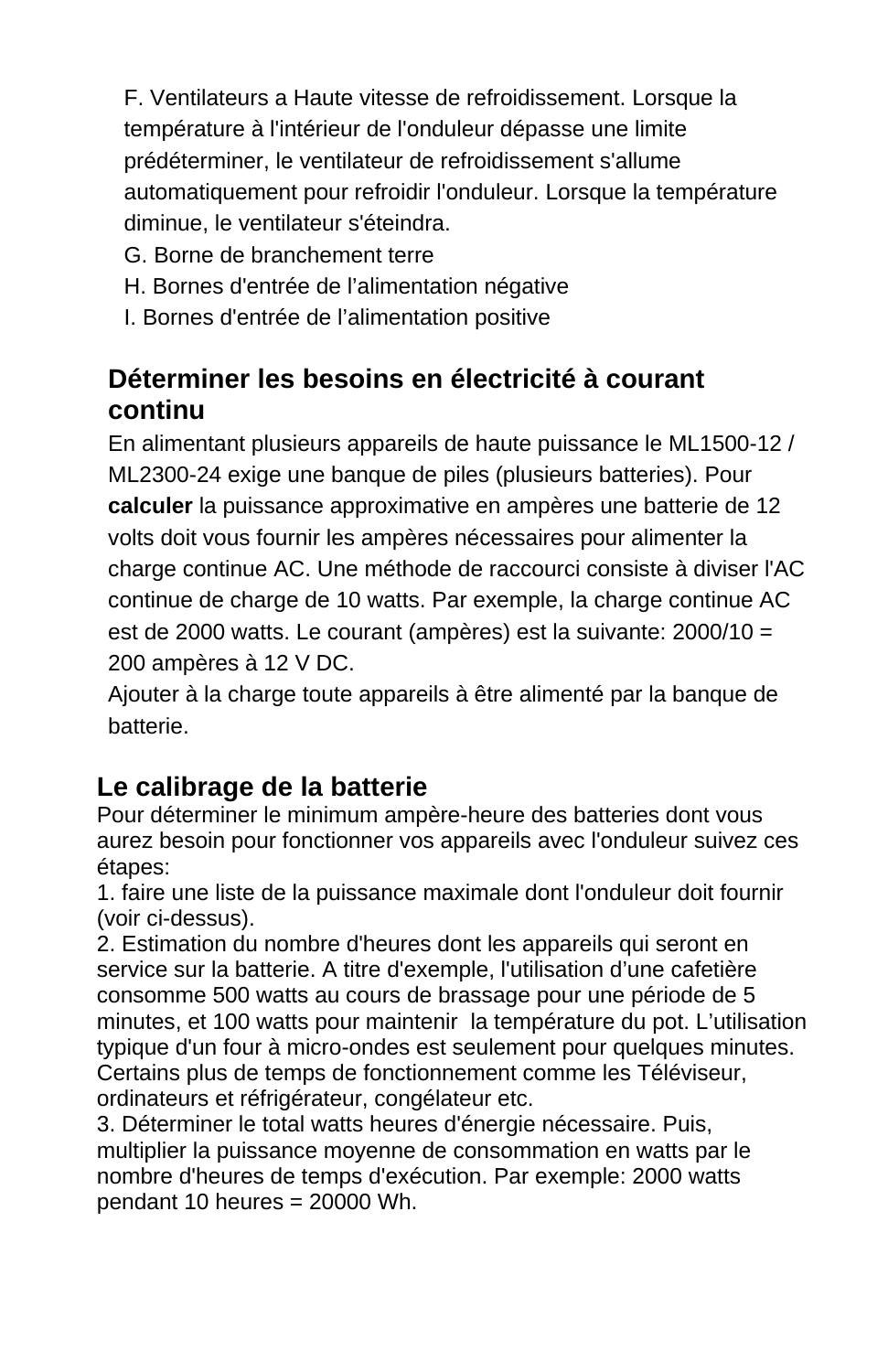F. Ventilateurs a Haute vitesse de refroidissement. Lorsque la température à l'intérieur de l'onduleur dépasse une limite prédéterminer, le ventilateur de refroidissement s'allume automatiquement pour refroidir l'onduleur. Lorsque la température diminue, le ventilateur s'éteindra.
G. Borne de branchement terre
H. Bornes d'entrée de l'alimentation négative
I. Bornes d'entrée de l'alimentation positive

## Déterminer les besoins en électricité à courant continu

En alimentant plusieurs appareils de haute puissance le ML1500-12 / ML2300-24 exige une banque de piles (plusieurs batteries). Pour **calculer** la puissance approximative en ampères une batterie de 12 volts doit vous fournir les ampères nécessaires pour alimenter la charge continue AC. Une méthode de raccourci consiste à diviser l'AC continue de charge de 10 watts. Par exemple, la charge continue AC est de 2000 watts. Le courant (ampères) est la suivante: 2000/10 = 200 ampères à 12 V DC.
Ajouter à la charge toute appareils à être alimenté par la banque de batterie.

## Le calibrage de la batterie

Pour déterminer le minimum ampère-heure des batteries dont vous aurez besoin pour fonctionner vos appareils avec l'onduleur suivez ces étapes:
1. faire une liste de la puissance maximale dont l'onduleur doit fournir (voir ci-dessus).
2. Estimation du nombre d'heures dont les appareils qui seront en service sur la batterie. A titre d'exemple, l'utilisation d'une cafetière consomme 500 watts au cours de brassage pour une période de 5 minutes, et 100 watts pour maintenir la température du pot. L'utilisation typique d'un four à micro-ondes est seulement pour quelques minutes. Certains plus de temps de fonctionnement comme les Téléviseur, ordinateurs et réfrigérateur, congélateur etc.
3. Déterminer le total watts heures d'énergie nécessaire. Puis, multiplier la puissance moyenne de consommation en watts par le nombre d'heures de temps d'exécution. Par exemple: 2000 watts pendant 10 heures = 20000 Wh.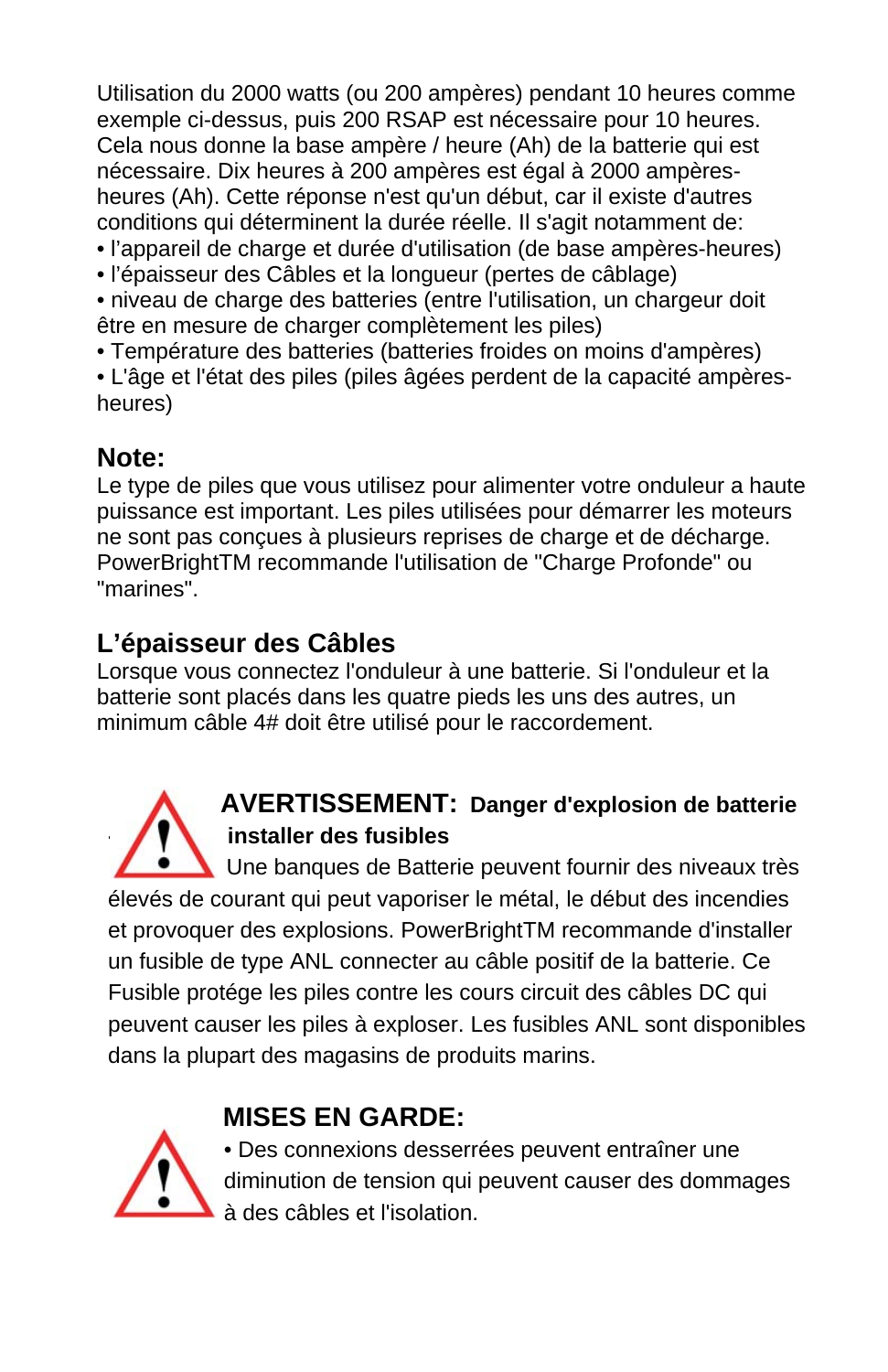Utilisation du 2000 watts (ou 200 ampères) pendant 10 heures comme exemple ci-dessus, puis 200 RSAP est nécessaire pour 10 heures. Cela nous donne la base ampère / heure (Ah) de la batterie qui est nécessaire. Dix heures à 200 ampères est égal à 2000 ampères-heures (Ah). Cette réponse n'est qu'un début, car il existe d'autres conditions qui déterminent la durée réelle. Il s'agit notamment de:

- l'appareil de charge et durée d'utilisation (de base ampères-heures)
- l'épaisseur des Câbles et la longueur (pertes de câblage)
- niveau de charge des batteries (entre l'utilisation, un chargeur doit être en mesure de charger complètement les piles)
- Température des batteries (batteries froides on moins d'ampères)
- L'âge et l'état des piles (piles âgées perdent de la capacité ampères-heures)

## Note:

Le type de piles que vous utilisez pour alimenter votre onduleur a haute puissance est important. Les piles utilisées pour démarrer les moteurs ne sont pas conçues à plusieurs reprises de charge et de décharge. PowerBrightTM recommande l'utilisation de "Charge Profonde" ou "marines".

## L'épaisseur des Câbles

Lorsque vous connectez l'onduleur à une batterie. Si l'onduleur et la batterie sont placés dans les quatre pieds les uns des autres, un minimum câble 4# doit être utilisé pour le raccordement.

**AVERTISSEMENT: Danger d'explosion de batterie installer des fusibles**

Une banques de Batterie peuvent fournir des niveaux très élevés de courant qui peut vaporiser le métal, le début des incendies et provoquer des explosions. PowerBrightTM recommande d'installer un fusible de type ANL connecter au câble positif de la batterie. Ce Fusible protége les piles contre les cours circuit des câbles DC qui peuvent causer les piles à exploser. Les fusibles ANL sont disponibles dans la plupart des magasins de produits marins.

**MISES EN GARDE:**

- Des connexions desserrées peuvent entraîner une diminution de tension qui peuvent causer des dommages à des câbles et l'isolation.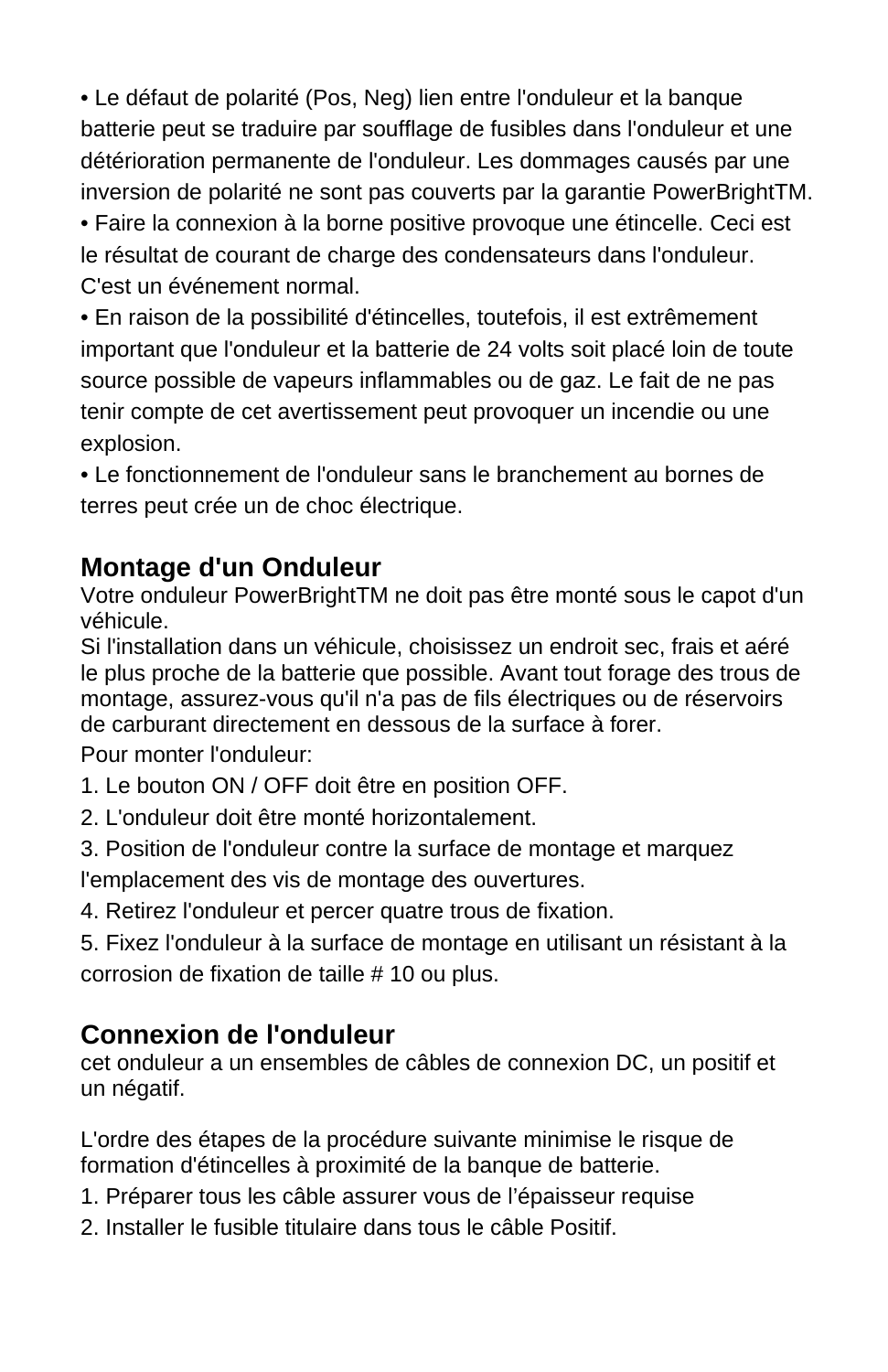- Le défaut de polarité (Pos, Neg) lien entre l'onduleur et la banque batterie peut se traduire par soufflage de fusibles dans l'onduleur et une détérioration permanente de l'onduleur. Les dommages causés par une inversion de polarité ne sont pas couverts par la garantie PowerBrightTM.
- Faire la connexion à la borne positive provoque une étincelle. Ceci est le résultat de courant de charge des condensateurs dans l'onduleur. C'est un événement normal.
- En raison de la possibilité d'étincelles, toutefois, il est extrêmement important que l'onduleur et la batterie de 24 volts soit placé loin de toute source possible de vapeurs inflammables ou de gaz. Le fait de ne pas tenir compte de cet avertissement peut provoquer un incendie ou une explosion.
- Le fonctionnement de l'onduleur sans le branchement au bornes de terres peut crée un de choc électrique.

## Montage d'un Onduleur

Votre onduleur PowerBrightTM ne doit pas être monté sous le capot d'un véhicule.
Si l'installation dans un véhicule, choisissez un endroit sec, frais et aéré le plus proche de la batterie que possible. Avant tout forage des trous de montage, assurez-vous qu'il n'a pas de fils électriques ou de réservoirs de carburant directement en dessous de la surface à forer.

Pour monter l'onduleur:

1. Le bouton ON / OFF doit être en position OFF.
2. L'onduleur doit être monté horizontalement.
3. Position de l'onduleur contre la surface de montage et marquez l'emplacement des vis de montage des ouvertures.
4. Retirez l'onduleur et percer quatre trous de fixation.
5. Fixez l'onduleur à la surface de montage en utilisant un résistant à la corrosion de fixation de taille # 10 ou plus.

## Connexion de l'onduleur

cet onduleur a un ensembles de câbles de connexion DC, un positif et un négatif.

L'ordre des étapes de la procédure suivante minimise le risque de formation d'étincelles à proximité de la banque de batterie.

1. Préparer tous les câble assurer vous de l'épaisseur requise
2. Installer le fusible titulaire dans tous le câble Positif.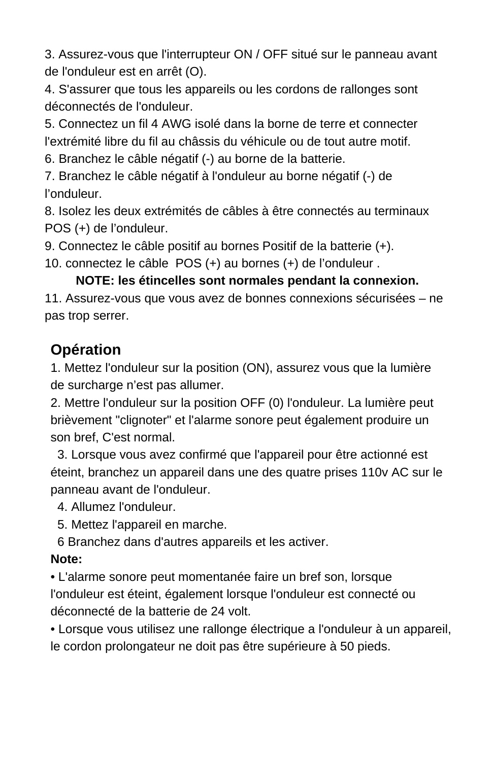3. Assurez-vous que l'interrupteur ON / OFF situé sur le panneau avant de l'onduleur est en arrêt (O).
4. S'assurer que tous les appareils ou les cordons de rallonges sont déconnectés de l'onduleur.
5. Connectez un fil 4 AWG isolé dans la borne de terre et connecter l'extrémité libre du fil au châssis du véhicule ou de tout autre motif.
6. Branchez le câble négatif (-) au borne de la batterie.
7. Branchez le câble négatif à l'onduleur au borne négatif (-) de l’onduleur.
8. Isolez les deux extrémités de câbles à être connectés au terminaux POS (+) de l’onduleur.
9. Connectez le câble positif au bornes Positif de la batterie (+).
10. connectez le câble POS (+) au bornes (+) de l’onduleur .

**NOTE: les étincelles sont normales pendant la connexion.**

11. Assurez-vous que vous avez de bonnes connexions sécurisées – ne pas trop serrer.

## Opération

1. Mettez l'onduleur sur la position (ON), assurez vous que la lumière de surcharge n’est pas allumer.
2. Mettre l'onduleur sur la position OFF (0) l'onduleur. La lumière peut brièvement "clignoter" et l'alarme sonore peut également produire un son bref, C'est normal.
3. Lorsque vous avez confirmé que l'appareil pour être actionné est éteint, branchez un appareil dans une des quatre prises 110v AC sur le panneau avant de l'onduleur.
4. Allumez l'onduleur.
5. Mettez l'appareil en marche.
6 Branchez dans d'autres appareils et les activer.

**Note:**

- L'alarme sonore peut momentanée faire un bref son, lorsque l'onduleur est éteint, également lorsque l'onduleur est connecté ou déconnecté de la batterie de 24 volt.
- Lorsque vous utilisez une rallonge électrique a l'onduleur à un appareil, le cordon prolongateur ne doit pas être supérieure à 50 pieds.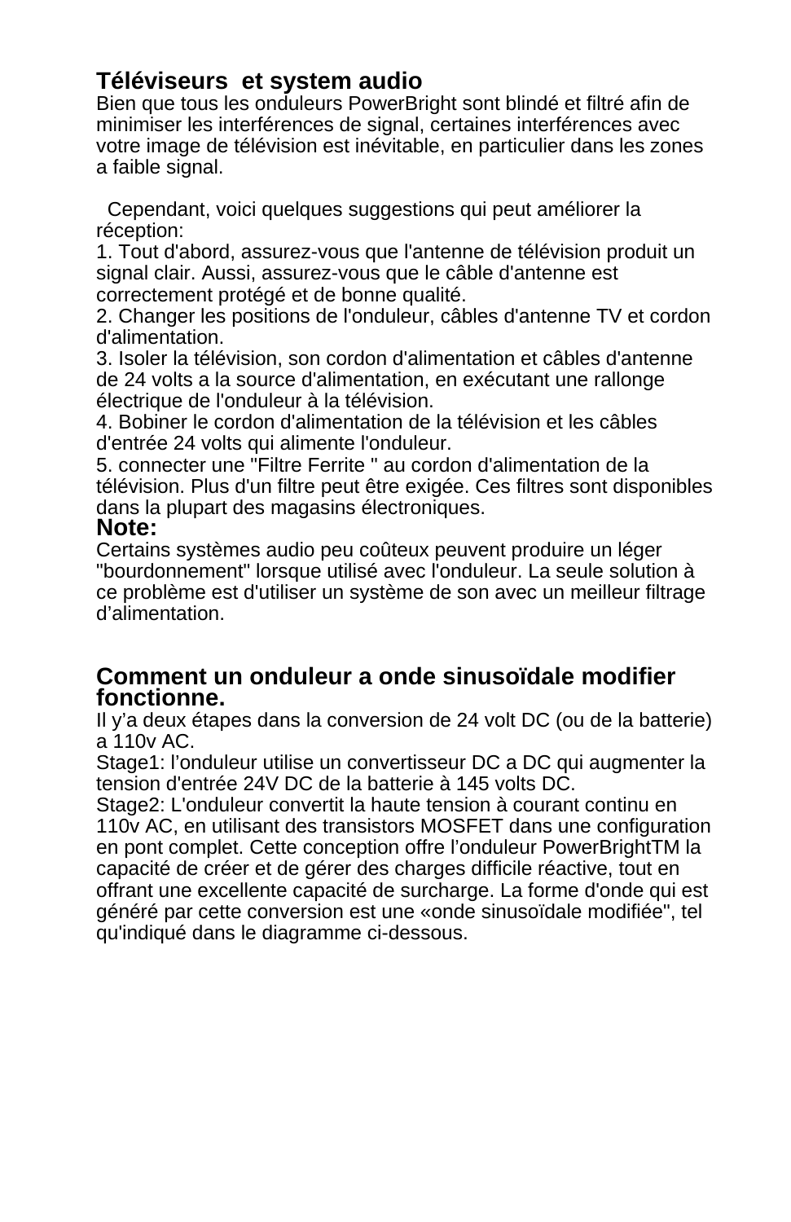## Téléviseurs  et system audio

Bien que tous les onduleurs PowerBright sont blindé et filtré afin de minimiser les interférences de signal, certaines interférences avec votre image de télévision est inévitable, en particulier dans les zones a faible signal.

Cependant, voici quelques suggestions qui peut améliorer la réception:

1. Tout d'abord, assurez-vous que l'antenne de télévision produit un signal clair. Aussi, assurez-vous que le câble d'antenne est correctement protégé et de bonne qualité.
2. Changer les positions de l'onduleur, câbles d'antenne TV et cordon d'alimentation.
3. Isoler la télévision, son cordon d'alimentation et câbles d'antenne de 24 volts a la source d'alimentation, en exécutant une rallonge électrique de l'onduleur à la télévision.
4. Bobiner le cordon d'alimentation de la télévision et les câbles d'entrée 24 volts qui alimente l'onduleur.
5. connecter une "Filtre Ferrite " au cordon d'alimentation de la télévision. Plus d'un filtre peut être exigée. Ces filtres sont disponibles dans la plupart des magasins électroniques.

**Note:**

Certains systèmes audio peu coûteux peuvent produire un léger "bourdonnement" lorsque utilisé avec l'onduleur. La seule solution à ce problème est d'utiliser un système de son avec un meilleur filtrage d'alimentation.

## Comment un onduleur a onde sinusoïdale modifier fonctionne.

Il y'a deux étapes dans la conversion de 24 volt DC (ou de la batterie) a 110v AC.

Stage1: l'onduleur utilise un convertisseur DC a DC qui augmenter la tension d'entrée 24V DC de la batterie à 145 volts DC.

Stage2: L'onduleur convertit la haute tension à courant continu en 110v AC, en utilisant des transistors MOSFET dans une configuration en pont complet. Cette conception offre l'onduleur PowerBrightTM la capacité de créer et de gérer des charges difficile réactive, tout en offrant une excellente capacité de surcharge. La forme d'onde qui est généré par cette conversion est une «onde sinusoïdale modifiée", tel qu'indiqué dans le diagramme ci-dessous.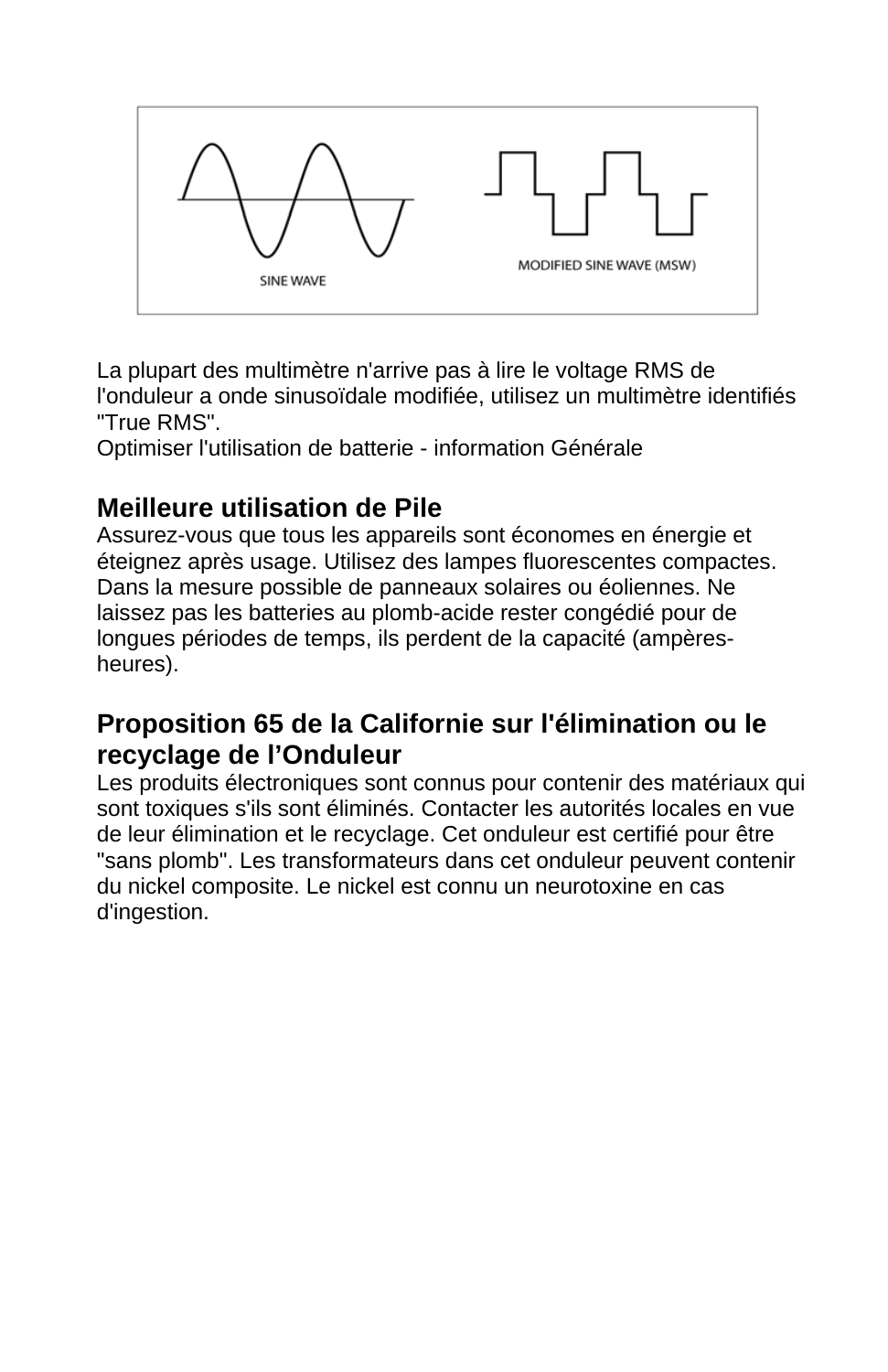La plupart des multimètre n'arrive pas à lire le voltage RMS de l'onduleur a onde sinusoïdale modifiée, utilisez un multimètre identifiés "True RMS".
Optimiser l'utilisation de batterie - information Générale

## Meilleure utilisation de Pile

Assurez-vous que tous les appareils sont économes en énergie et éteignez après usage. Utilisez des lampes fluorescentes compactes. Dans la mesure possible de panneaux solaires ou éoliennes. Ne laissez pas les batteries au plomb-acide rester congédié pour de longues périodes de temps, ils perdent de la capacité (ampères-heures).

## Proposition 65 de la Californie sur l'élimination ou le recyclage de l’Onduleur

Les produits électroniques sont connus pour contenir des matériaux qui sont toxiques s'ils sont éliminés. Contacter les autorités locales en vue de leur élimination et le recyclage. Cet onduleur est certifié pour être "sans plomb". Les transformateurs dans cet onduleur peuvent contenir du nickel composite. Le nickel est connu un neurotoxine en cas d'ingestion.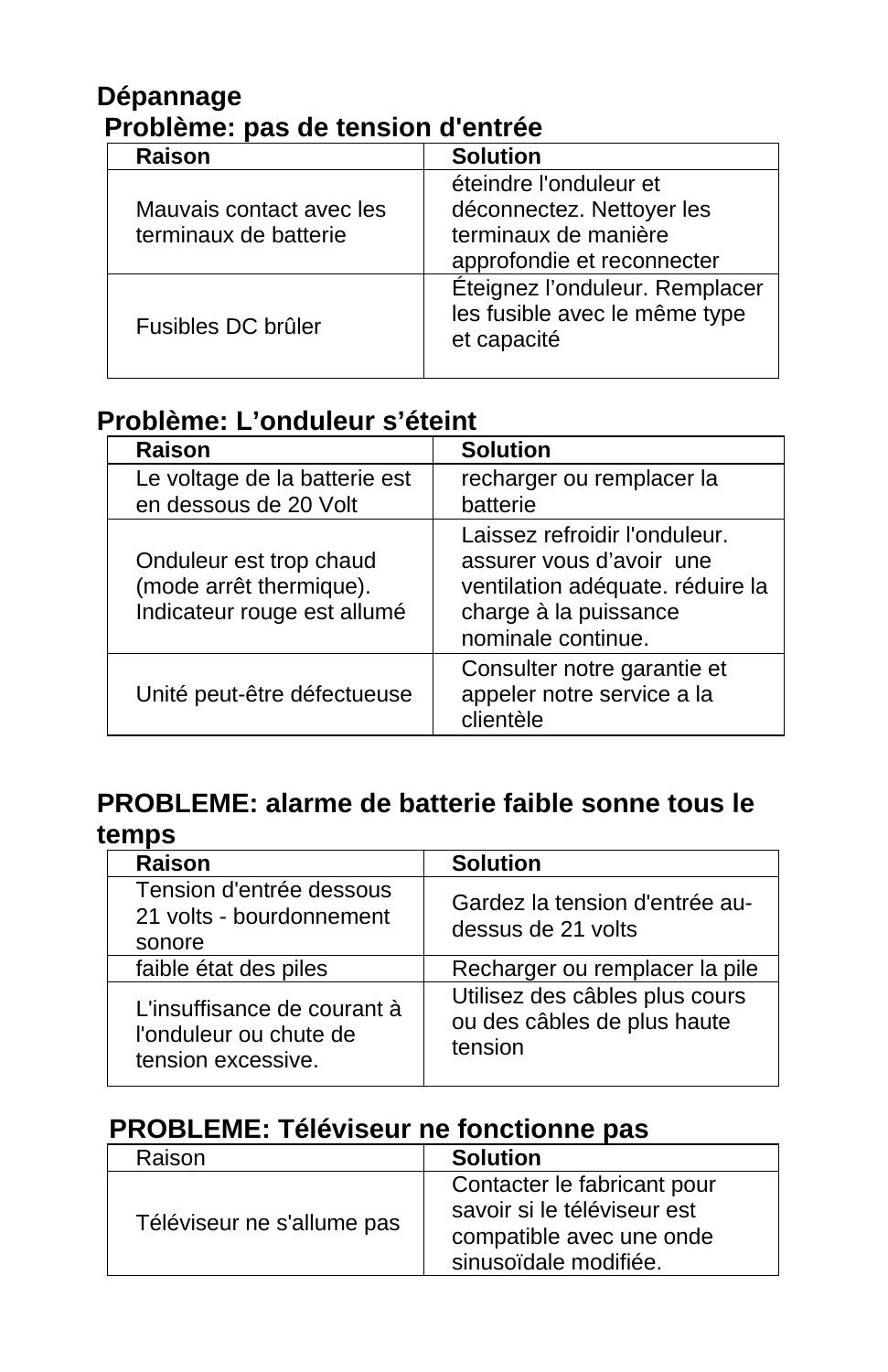## Dépannage

### Problème: pas de tension d'entrée

| Raison | Solution |
|---|---|
| Mauvais contact avec les terminaux de batterie | éteindre l'onduleur et déconnectez. Nettoyer les terminaux de manière approfondie et reconnecter |
| Fusibles DC brûler | Éteignez l'onduleur. Remplacer les fusible avec le même type et capacité |

### Problème: L'onduleur s'éteint

| Raison | Solution |
|---|---|
| Le voltage de la batterie est en dessous de 20 Volt | recharger ou remplacer la batterie |
| Onduleur est trop chaud (mode arrêt thermique). Indicateur rouge est allumé | Laissez refroidir l'onduleur. assurer vous d'avoir une ventilation adéquate. réduire la charge à la puissance nominale continue. |
| Unité peut-être défectueuse | Consulter notre garantie et appeler notre service a la clientèle |

### PROBLEME: alarme de batterie faible sonne tous le temps

| Raison | Solution |
|---|---|
| Tension d'entrée dessous 21 volts - bourdonnement sonore | Gardez la tension d'entrée au-dessus de 21 volts |
| faible état des piles | Recharger ou remplacer la pile |
| L'insuffisance de courant à l'onduleur ou chute de tension excessive. | Utilisez des câbles plus cours ou des câbles de plus haute tension |

### PROBLEME: Téléviseur ne fonctionne pas

| Raison | Solution |
|---|---|
| Téléviseur ne s'allume pas | Contacter le fabricant pour savoir si le téléviseur est compatible avec une onde sinusoïdale modifiée. |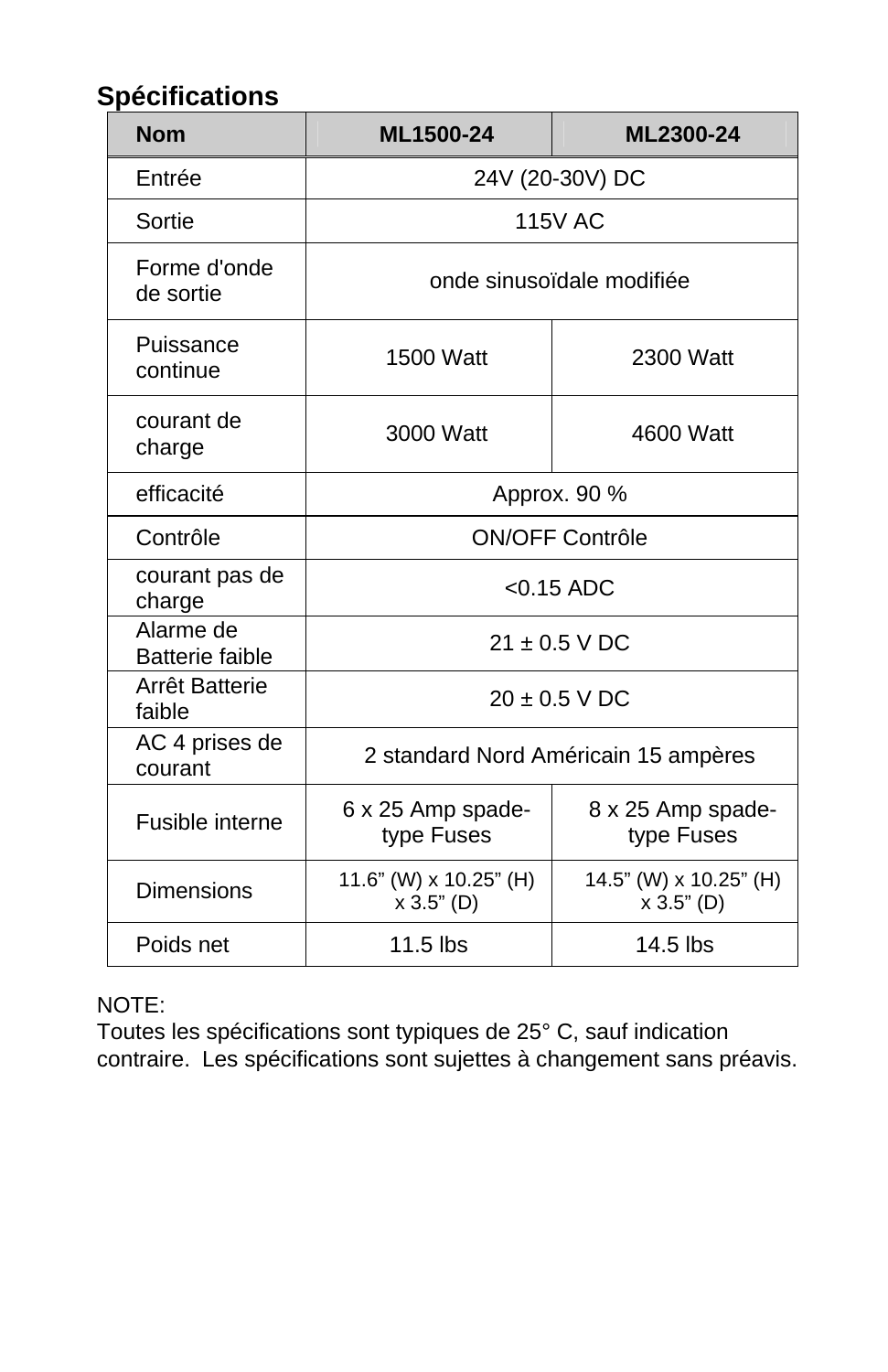## Spécifications

| Nom | ML1500-24 | ML2300-24 |
|---|---|---|
| Entrée | 24V (20-30V) DC | |
| Sortie | 115V AC | |
| Forme d'onde de sortie | onde sinusoïdale modifiée | |
| Puissance continue | 1500 Watt | 2300 Watt |
| courant de charge | 3000 Watt | 4600 Watt |
| efficacité | Approx. 90 % | |
| Contrôle | ON/OFF Contrôle | |
| courant pas de charge | <0.15 ADC | |
| Alarme de Batterie faible | 21 ± 0.5 V DC | |
| Arrêt Batterie faible | 20 ± 0.5 V DC | |
| AC 4 prises de courant | 2 standard Nord Américain 15 ampères | |
| Fusible interne | 6 x 25 Amp spade-type Fuses | 8 x 25 Amp spade-type Fuses |
| Dimensions | 11.6” (W) x 10.25” (H) x 3.5” (D) | 14.5” (W) x 10.25” (H) x 3.5” (D) |
| Poids net | 11.5 lbs | 14.5 lbs |

NOTE:
Toutes les spécifications sont typiques de 25° C, sauf indication contraire. Les spécifications sont sujettes à changement sans préavis.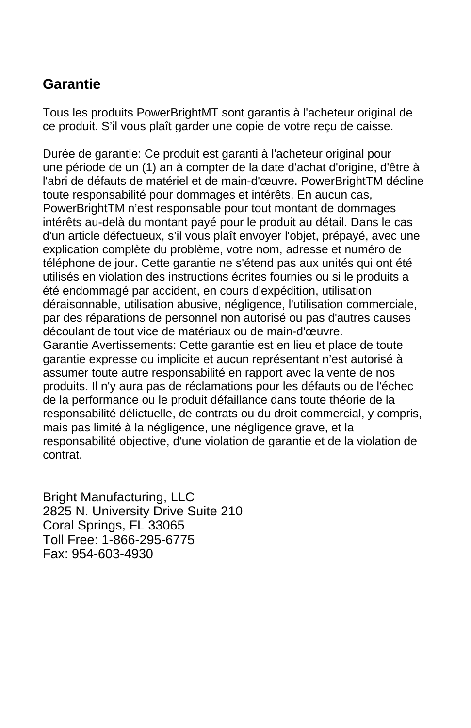## Garantie

Tous les produits PowerBrightMT sont garantis à l'acheteur original de ce produit. S'il vous plaît garder une copie de votre reçu de caisse.

Durée de garantie: Ce produit est garanti à l'acheteur original pour une période de un (1) an à compter de la date d'achat d'origine, d'être à l'abri de défauts de matériel et de main-d'œuvre. PowerBrightTM décline toute responsabilité pour dommages et intérêts. En aucun cas, PowerBrightTM n'est responsable pour tout montant de dommages intérêts au-delà du montant payé pour le produit au détail. Dans le cas d'un article défectueux, s'il vous plaît envoyer l'objet, prépayé, avec une explication complète du problème, votre nom, adresse et numéro de téléphone de jour. Cette garantie ne s'étend pas aux unités qui ont été utilisés en violation des instructions écrites fournies ou si le produits a été endommagé par accident, en cours d'expédition, utilisation déraisonnable, utilisation abusive, négligence, l'utilisation commerciale, par des réparations de personnel non autorisé ou pas d'autres causes découlant de tout vice de matériaux ou de main-d'œuvre.
Garantie Avertissements: Cette garantie est en lieu et place de toute garantie expresse ou implicite et aucun représentant n'est autorisé à assumer toute autre responsabilité en rapport avec la vente de nos produits. Il n'y aura pas de réclamations pour les défauts ou de l'échec de la performance ou le produit défaillance dans toute théorie de la responsabilité délictuelle, de contrats ou du droit commercial, y compris, mais pas limité à la négligence, une négligence grave, et la responsabilité objective, d'une violation de garantie et de la violation de contrat.

Bright Manufacturing, LLC
2825 N. University Drive Suite 210
Coral Springs, FL 33065
Toll Free: 1-866-295-6775
Fax: 954-603-4930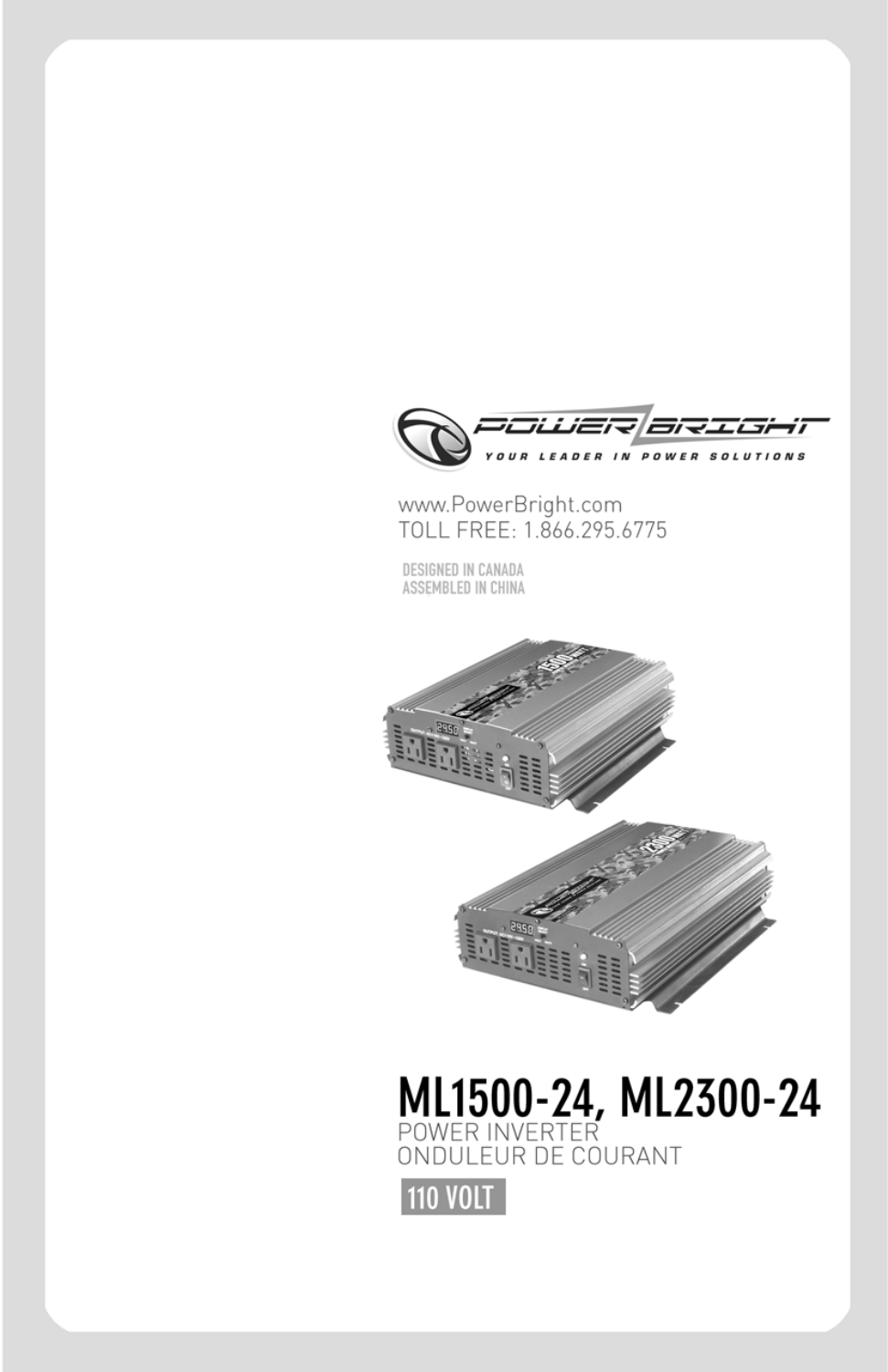POWERBRIGHT

YOUR LEADER IN POWER SOLUTIONS

www.PowerBright.com
TOLL FREE: 1.866.295.6775

DESIGNED IN CANADA
ASSEMBLED IN CHINA

# ML1500-24, ML2300-24

POWER INVERTER
ONDULEUR DE COURANT

110 VOLT